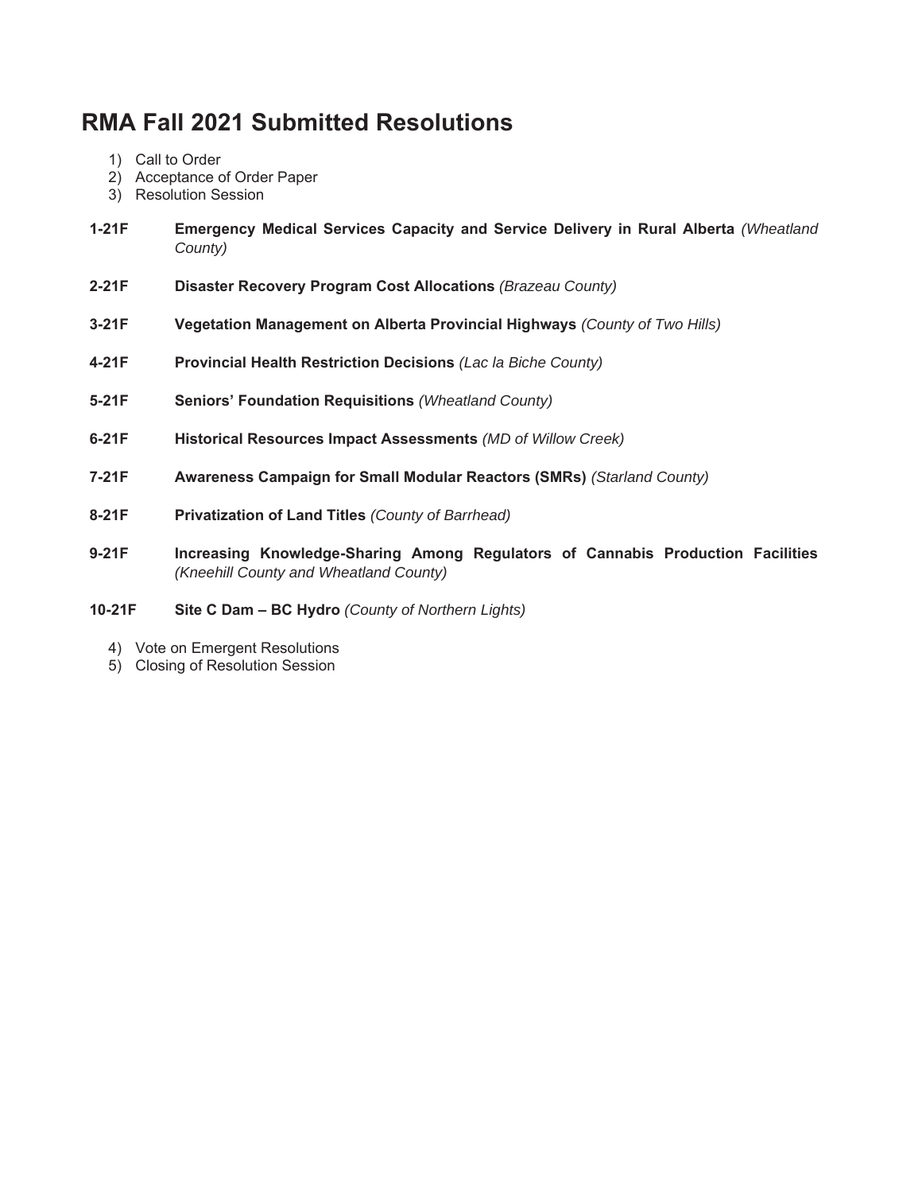# RMA Fall 2021 Submitted Resolutions

1) Call to Order
2) Acceptance of Order Paper
3) Resolution Session

**1-21F** **Emergency Medical Services Capacity and Service Delivery in Rural Alberta** *(Wheatland County)*

**2-21F** **Disaster Recovery Program Cost Allocations** *(Brazeau County)*

**3-21F** **Vegetation Management on Alberta Provincial Highways** *(County of Two Hills)*

**4-21F** **Provincial Health Restriction Decisions** *(Lac la Biche County)*

**5-21F** **Seniors' Foundation Requisitions** *(Wheatland County)*

**6-21F** **Historical Resources Impact Assessments** *(MD of Willow Creek)*

**7-21F** **Awareness Campaign for Small Modular Reactors (SMRs)** *(Starland County)*

**8-21F** **Privatization of Land Titles** *(County of Barrhead)*

**9-21F** **Increasing Knowledge-Sharing Among Regulators of Cannabis Production Facilities** *(Kneehill County and Wheatland County)*

**10-21F** **Site C Dam – BC Hydro** *(County of Northern Lights)*

4) Vote on Emergent Resolutions
5) Closing of Resolution Session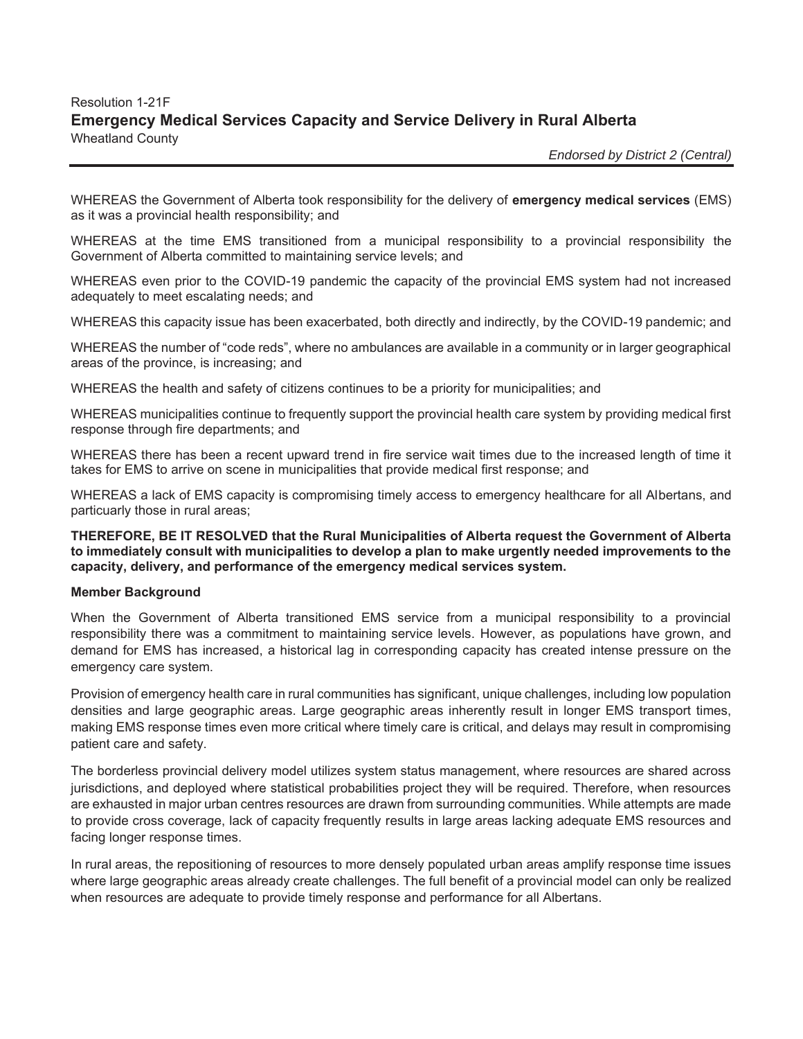Resolution 1-21F

## Emergency Medical Services Capacity and Service Delivery in Rural Alberta

Wheatland County

*Endorsed by District 2 (Central)*

---

WHEREAS the Government of Alberta took responsibility for the delivery of **emergency medical services** (EMS) as it was a provincial health responsibility; and

WHEREAS at the time EMS transitioned from a municipal responsibility to a provincial responsibility the Government of Alberta committed to maintaining service levels; and

WHEREAS even prior to the COVID-19 pandemic the capacity of the provincial EMS system had not increased adequately to meet escalating needs; and

WHEREAS this capacity issue has been exacerbated, both directly and indirectly, by the COVID-19 pandemic; and

WHEREAS the number of "code reds", where no ambulances are available in a community or in larger geographical areas of the province, is increasing; and

WHEREAS the health and safety of citizens continues to be a priority for municipalities; and

WHEREAS municipalities continue to frequently support the provincial health care system by providing medical first response through fire departments; and

WHEREAS there has been a recent upward trend in fire service wait times due to the increased length of time it takes for EMS to arrive on scene in municipalities that provide medical first response; and

WHEREAS a lack of EMS capacity is compromising timely access to emergency healthcare for all Albertans, and particularly those in rural areas;

**THEREFORE, BE IT RESOLVED that the Rural Municipalities of Alberta request the Government of Alberta to immediately consult with municipalities to develop a plan to make urgently needed improvements to the capacity, delivery, and performance of the emergency medical services system.**

**Member Background**

When the Government of Alberta transitioned EMS service from a municipal responsibility to a provincial responsibility there was a commitment to maintaining service levels. However, as populations have grown, and demand for EMS has increased, a historical lag in corresponding capacity has created intense pressure on the emergency care system.

Provision of emergency health care in rural communities has significant, unique challenges, including low population densities and large geographic areas. Large geographic areas inherently result in longer EMS transport times, making EMS response times even more critical where timely care is critical, and delays may result in compromising patient care and safety.

The borderless provincial delivery model utilizes system status management, where resources are shared across jurisdictions, and deployed where statistical probabilities project they will be required. Therefore, when resources are exhausted in major urban centres resources are drawn from surrounding communities. While attempts are made to provide cross coverage, lack of capacity frequently results in large areas lacking adequate EMS resources and facing longer response times.

In rural areas, the repositioning of resources to more densely populated urban areas amplify response time issues where large geographic areas already create challenges. The full benefit of a provincial model can only be realized when resources are adequate to provide timely response and performance for all Albertans.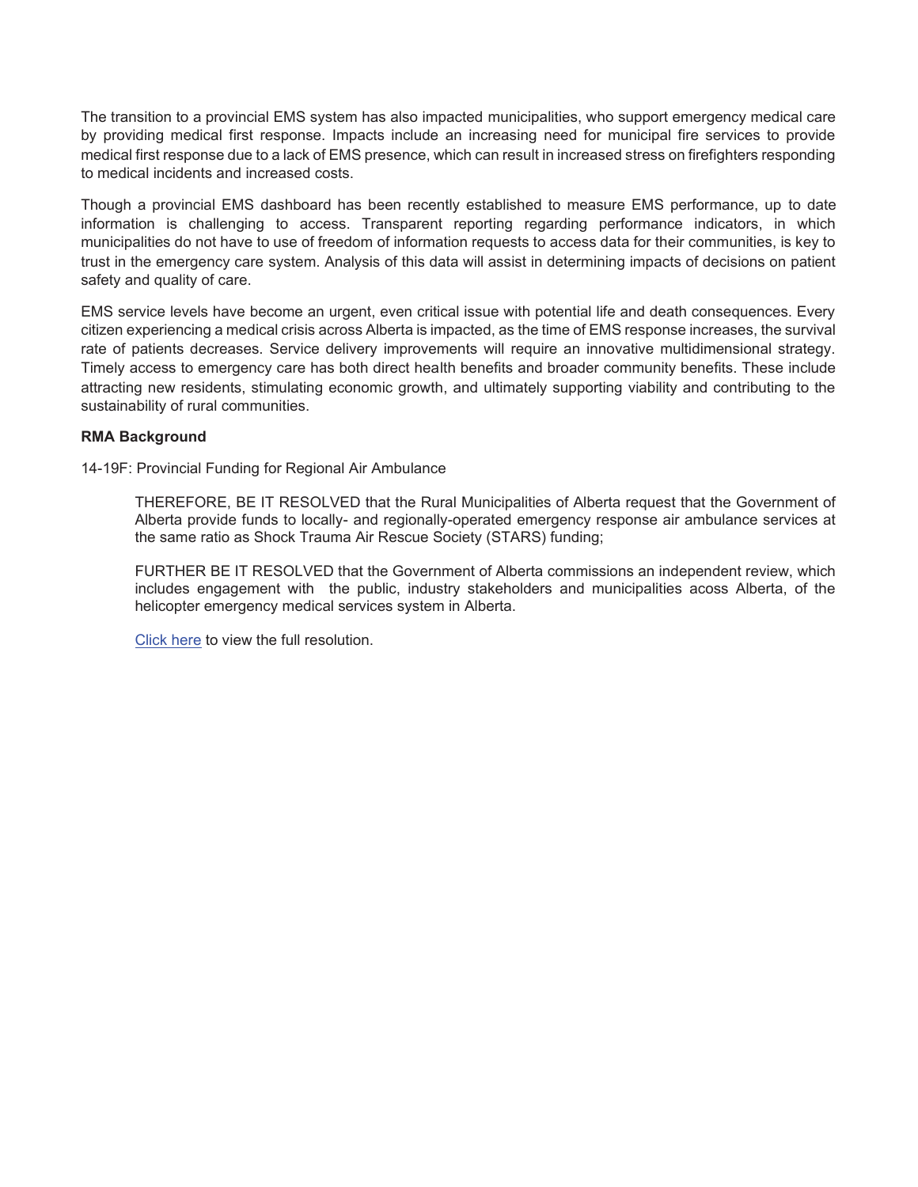The transition to a provincial EMS system has also impacted municipalities, who support emergency medical care by providing medical first response. Impacts include an increasing need for municipal fire services to provide medical first response due to a lack of EMS presence, which can result in increased stress on firefighters responding to medical incidents and increased costs.

Though a provincial EMS dashboard has been recently established to measure EMS performance, up to date information is challenging to access. Transparent reporting regarding performance indicators, in which municipalities do not have to use of freedom of information requests to access data for their communities, is key to trust in the emergency care system. Analysis of this data will assist in determining impacts of decisions on patient safety and quality of care.

EMS service levels have become an urgent, even critical issue with potential life and death consequences. Every citizen experiencing a medical crisis across Alberta is impacted, as the time of EMS response increases, the survival rate of patients decreases. Service delivery improvements will require an innovative multidimensional strategy. Timely access to emergency care has both direct health benefits and broader community benefits. These include attracting new residents, stimulating economic growth, and ultimately supporting viability and contributing to the sustainability of rural communities.

**RMA Background**

14-19F: Provincial Funding for Regional Air Ambulance

> THEREFORE, BE IT RESOLVED that the Rural Municipalities of Alberta request that the Government of Alberta provide funds to locally- and regionally-operated emergency response air ambulance services at the same ratio as Shock Trauma Air Rescue Society (STARS) funding;
>
> FURTHER BE IT RESOLVED that the Government of Alberta commissions an independent review, which includes engagement with the public, industry stakeholders and municipalities acoss Alberta, of the helicopter emergency medical services system in Alberta.
>
> Click here to view the full resolution.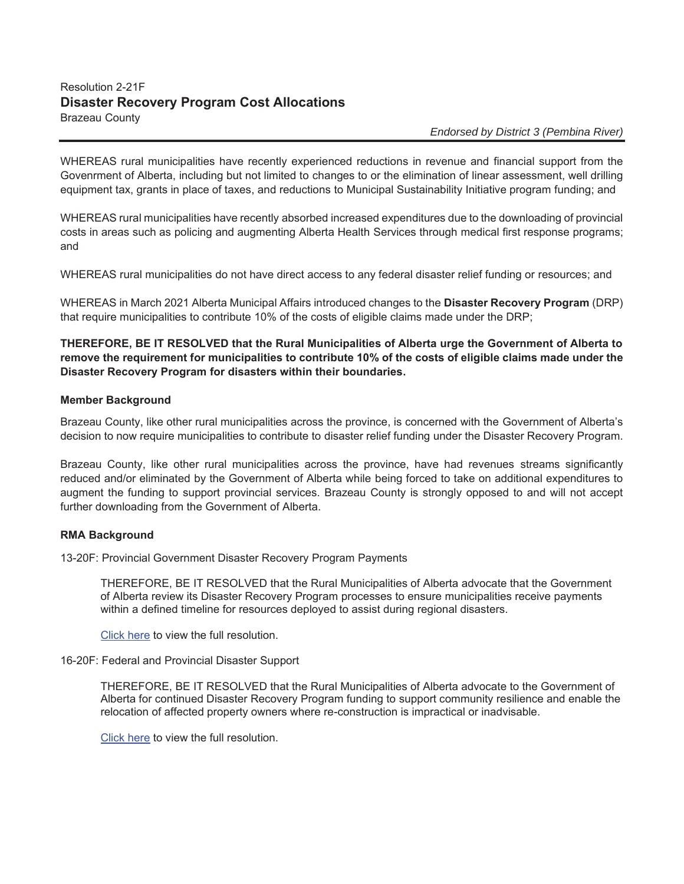Resolution 2-21F

## Disaster Recovery Program Cost Allocations

Brazeau County

*Endorsed by District 3 (Pembina River)*

WHEREAS rural municipalities have recently experienced reductions in revenue and financial support from the Govenrment of Alberta, including but not limited to changes to or the elimination of linear assessment, well drilling equipment tax, grants in place of taxes, and reductions to Municipal Sustainability Initiative program funding; and

WHEREAS rural municipalities have recently absorbed increased expenditures due to the downloading of provincial costs in areas such as policing and augmenting Alberta Health Services through medical first response programs; and

WHEREAS rural municipalities do not have direct access to any federal disaster relief funding or resources; and

WHEREAS in March 2021 Alberta Municipal Affairs introduced changes to the **Disaster Recovery Program** (DRP) that require municipalities to contribute 10% of the costs of eligible claims made under the DRP;

**THEREFORE, BE IT RESOLVED that the Rural Municipalities of Alberta urge the Government of Alberta to remove the requirement for municipalities to contribute 10% of the costs of eligible claims made under the Disaster Recovery Program for disasters within their boundaries.**

### Member Background

Brazeau County, like other rural municipalities across the province, is concerned with the Government of Alberta's decision to now require municipalities to contribute to disaster relief funding under the Disaster Recovery Program.

Brazeau County, like other rural municipalities across the province, have had revenues streams significantly reduced and/or eliminated by the Government of Alberta while being forced to take on additional expenditures to augment the funding to support provincial services. Brazeau County is strongly opposed to and will not accept further downloading from the Government of Alberta.

### RMA Background

13-20F: Provincial Government Disaster Recovery Program Payments

> THEREFORE, BE IT RESOLVED that the Rural Municipalities of Alberta advocate that the Government of Alberta review its Disaster Recovery Program processes to ensure municipalities receive payments within a defined timeline for resources deployed to assist during regional disasters.
>
> Click here to view the full resolution.

16-20F: Federal and Provincial Disaster Support

> THEREFORE, BE IT RESOLVED that the Rural Municipalities of Alberta advocate to the Government of Alberta for continued Disaster Recovery Program funding to support community resilience and enable the relocation of affected property owners where re-construction is impractical or inadvisable.
>
> Click here to view the full resolution.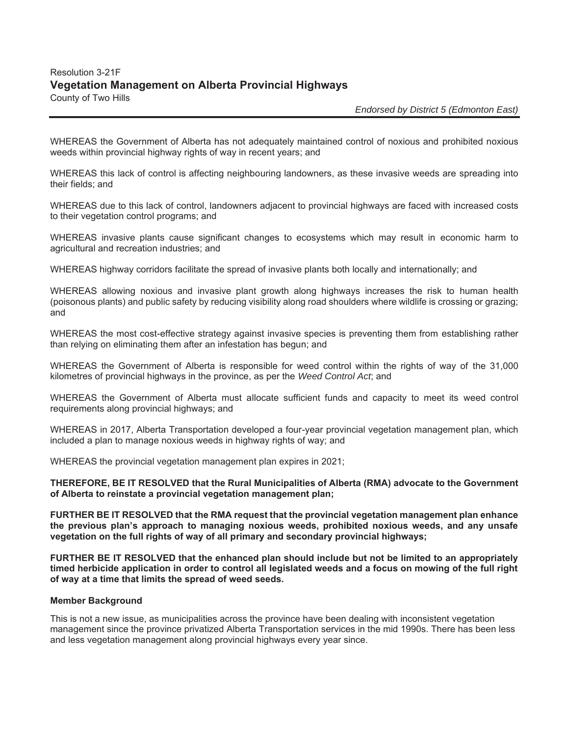Resolution 3-21F

## Vegetation Management on Alberta Provincial Highways

County of Two Hills

*Endorsed by District 5 (Edmonton East)*

---

WHEREAS the Government of Alberta has not adequately maintained control of noxious and prohibited noxious weeds within provincial highway rights of way in recent years; and

WHEREAS this lack of control is affecting neighbouring landowners, as these invasive weeds are spreading into their fields; and

WHEREAS due to this lack of control, landowners adjacent to provincial highways are faced with increased costs to their vegetation control programs; and

WHEREAS invasive plants cause significant changes to ecosystems which may result in economic harm to agricultural and recreation industries; and

WHEREAS highway corridors facilitate the spread of invasive plants both locally and internationally; and

WHEREAS allowing noxious and invasive plant growth along highways increases the risk to human health (poisonous plants) and public safety by reducing visibility along road shoulders where wildlife is crossing or grazing; and

WHEREAS the most cost-effective strategy against invasive species is preventing them from establishing rather than relying on eliminating them after an infestation has begun; and

WHEREAS the Government of Alberta is responsible for weed control within the rights of way of the 31,000 kilometres of provincial highways in the province, as per the *Weed Control Act*; and

WHEREAS the Government of Alberta must allocate sufficient funds and capacity to meet its weed control requirements along provincial highways; and

WHEREAS in 2017, Alberta Transportation developed a four-year provincial vegetation management plan, which included a plan to manage noxious weeds in highway rights of way; and

WHEREAS the provincial vegetation management plan expires in 2021;

**THEREFORE, BE IT RESOLVED that the Rural Municipalities of Alberta (RMA) advocate to the Government of Alberta to reinstate a provincial vegetation management plan;**

**FURTHER BE IT RESOLVED that the RMA request that the provincial vegetation management plan enhance the previous plan's approach to managing noxious weeds, prohibited noxious weeds, and any unsafe vegetation on the full rights of way of all primary and secondary provincial highways;**

**FURTHER BE IT RESOLVED that the enhanced plan should include but not be limited to an appropriately timed herbicide application in order to control all legislated weeds and a focus on mowing of the full right of way at a time that limits the spread of weed seeds.**

**Member Background**

This is not a new issue, as municipalities across the province have been dealing with inconsistent vegetation management since the province privatized Alberta Transportation services in the mid 1990s. There has been less and less vegetation management along provincial highways every year since.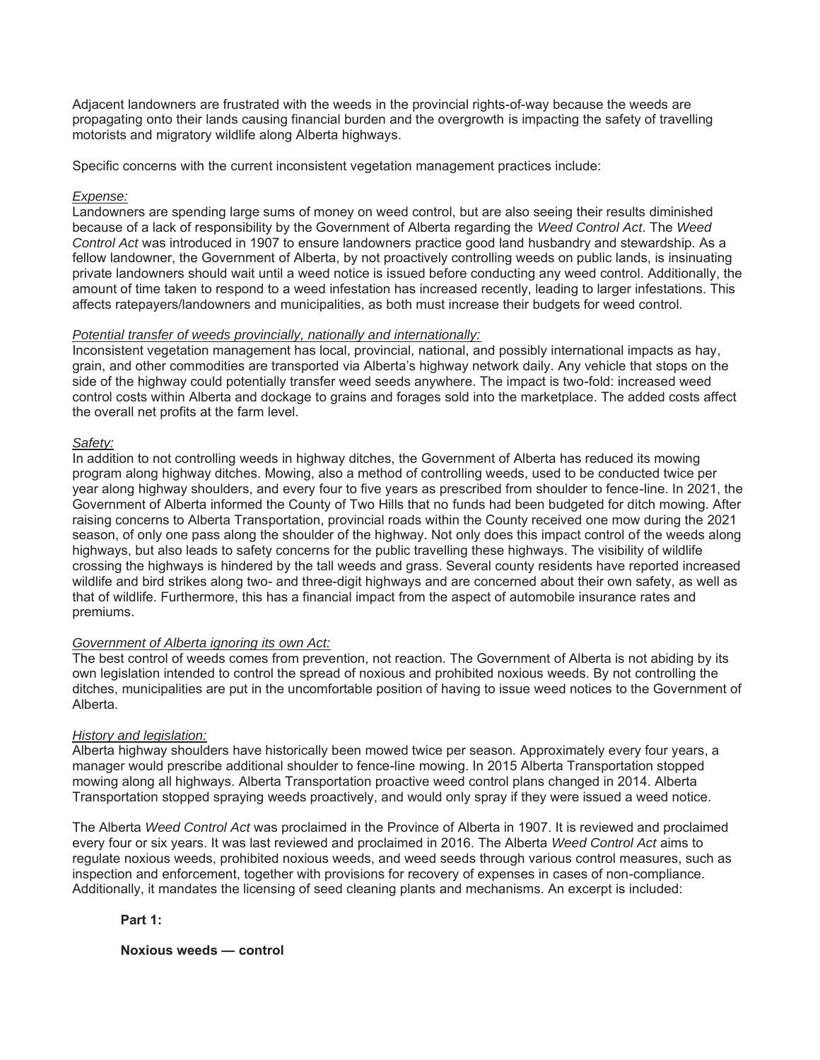Adjacent landowners are frustrated with the weeds in the provincial rights-of-way because the weeds are propagating onto their lands causing financial burden and the overgrowth is impacting the safety of travelling motorists and migratory wildlife along Alberta highways.

Specific concerns with the current inconsistent vegetation management practices include:

*Expense:*

Landowners are spending large sums of money on weed control, but are also seeing their results diminished because of a lack of responsibility by the Government of Alberta regarding the *Weed Control Act*. The *Weed Control Act* was introduced in 1907 to ensure landowners practice good land husbandry and stewardship. As a fellow landowner, the Government of Alberta, by not proactively controlling weeds on public lands, is insinuating private landowners should wait until a weed notice is issued before conducting any weed control. Additionally, the amount of time taken to respond to a weed infestation has increased recently, leading to larger infestations. This affects ratepayers/landowners and municipalities, as both must increase their budgets for weed control.

*Potential transfer of weeds provincially, nationally and internationally:*

Inconsistent vegetation management has local, provincial, national, and possibly international impacts as hay, grain, and other commodities are transported via Alberta's highway network daily. Any vehicle that stops on the side of the highway could potentially transfer weed seeds anywhere. The impact is two-fold: increased weed control costs within Alberta and dockage to grains and forages sold into the marketplace. The added costs affect the overall net profits at the farm level.

*Safety:*

In addition to not controlling weeds in highway ditches, the Government of Alberta has reduced its mowing program along highway ditches. Mowing, also a method of controlling weeds, used to be conducted twice per year along highway shoulders, and every four to five years as prescribed from shoulder to fence-line. In 2021, the Government of Alberta informed the County of Two Hills that no funds had been budgeted for ditch mowing. After raising concerns to Alberta Transportation, provincial roads within the County received one mow during the 2021 season, of only one pass along the shoulder of the highway. Not only does this impact control of the weeds along highways, but also leads to safety concerns for the public travelling these highways. The visibility of wildlife crossing the highways is hindered by the tall weeds and grass. Several county residents have reported increased wildlife and bird strikes along two- and three-digit highways and are concerned about their own safety, as well as that of wildlife. Furthermore, this has a financial impact from the aspect of automobile insurance rates and premiums.

*Government of Alberta ignoring its own Act:*

The best control of weeds comes from prevention, not reaction. The Government of Alberta is not abiding by its own legislation intended to control the spread of noxious and prohibited noxious weeds. By not controlling the ditches, municipalities are put in the uncomfortable position of having to issue weed notices to the Government of Alberta.

*History and legislation:*

Alberta highway shoulders have historically been mowed twice per season. Approximately every four years, a manager would prescribe additional shoulder to fence-line mowing. In 2015 Alberta Transportation stopped mowing along all highways. Alberta Transportation proactive weed control plans changed in 2014. Alberta Transportation stopped spraying weeds proactively, and would only spray if they were issued a weed notice.

The Alberta *Weed Control Act* was proclaimed in the Province of Alberta in 1907. It is reviewed and proclaimed every four or six years. It was last reviewed and proclaimed in 2016. The Alberta *Weed Control Act* aims to regulate noxious weeds, prohibited noxious weeds, and weed seeds through various control measures, such as inspection and enforcement, together with provisions for recovery of expenses in cases of non-compliance. Additionally, it mandates the licensing of seed cleaning plants and mechanisms. An excerpt is included:

> **Part 1:**
>
> **Noxious weeds — control**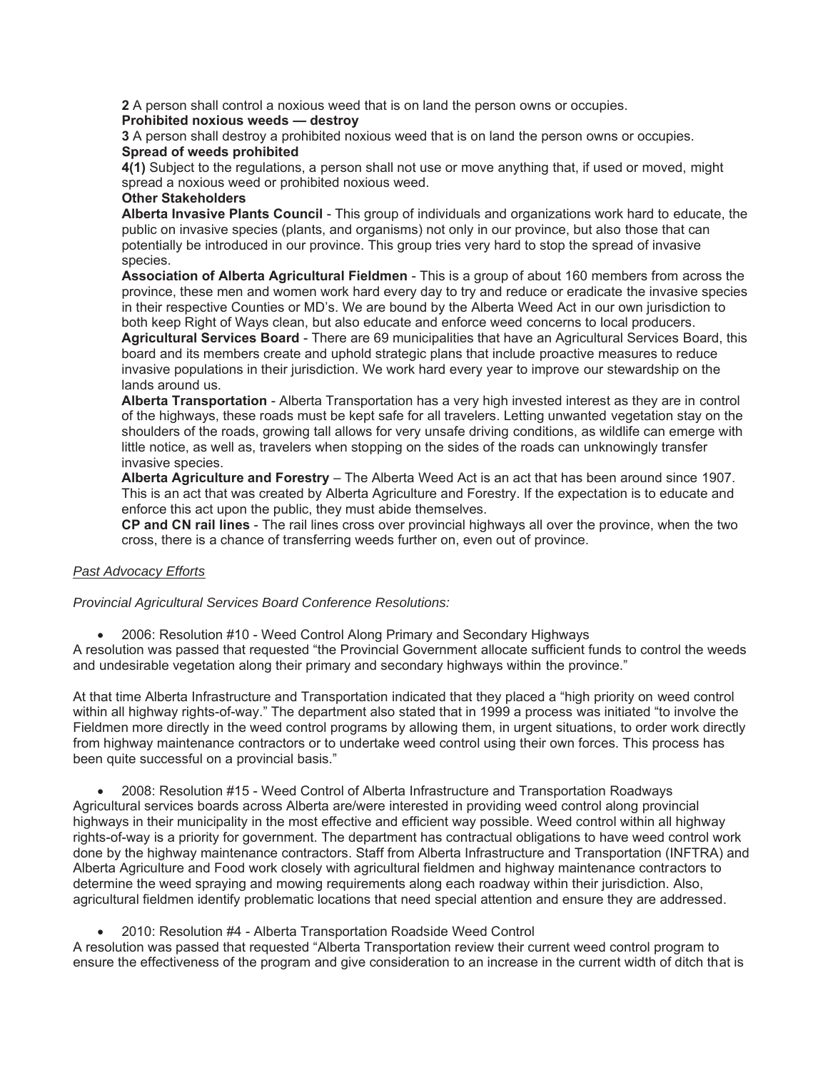**2** A person shall control a noxious weed that is on land the person owns or occupies.

**Prohibited noxious weeds — destroy**

**3** A person shall destroy a prohibited noxious weed that is on land the person owns or occupies.

**Spread of weeds prohibited**

**4(1)** Subject to the regulations, a person shall not use or move anything that, if used or moved, might spread a noxious weed or prohibited noxious weed.

**Other Stakeholders**

**Alberta Invasive Plants Council** - This group of individuals and organizations work hard to educate, the public on invasive species (plants, and organisms) not only in our province, but also those that can potentially be introduced in our province. This group tries very hard to stop the spread of invasive species.

**Association of Alberta Agricultural Fieldmen** - This is a group of about 160 members from across the province, these men and women work hard every day to try and reduce or eradicate the invasive species in their respective Counties or MD's. We are bound by the Alberta Weed Act in our own jurisdiction to both keep Right of Ways clean, but also educate and enforce weed concerns to local producers.

**Agricultural Services Board** - There are 69 municipalities that have an Agricultural Services Board, this board and its members create and uphold strategic plans that include proactive measures to reduce invasive populations in their jurisdiction. We work hard every year to improve our stewardship on the lands around us.

**Alberta Transportation** - Alberta Transportation has a very high invested interest as they are in control of the highways, these roads must be kept safe for all travelers. Letting unwanted vegetation stay on the shoulders of the roads, growing tall allows for very unsafe driving conditions, as wildlife can emerge with little notice, as well as, travelers when stopping on the sides of the roads can unknowingly transfer invasive species.

**Alberta Agriculture and Forestry** – The Alberta Weed Act is an act that has been around since 1907. This is an act that was created by Alberta Agriculture and Forestry. If the expectation is to educate and enforce this act upon the public, they must abide themselves.

**CP and CN rail lines** - The rail lines cross over provincial highways all over the province, when the two cross, there is a chance of transferring weeds further on, even out of province.

*Past Advocacy Efforts*

*Provincial Agricultural Services Board Conference Resolutions:*

- 2006: Resolution #10 - Weed Control Along Primary and Secondary Highways

A resolution was passed that requested "the Provincial Government allocate sufficient funds to control the weeds and undesirable vegetation along their primary and secondary highways within the province."

At that time Alberta Infrastructure and Transportation indicated that they placed a "high priority on weed control within all highway rights-of-way." The department also stated that in 1999 a process was initiated "to involve the Fieldmen more directly in the weed control programs by allowing them, in urgent situations, to order work directly from highway maintenance contractors or to undertake weed control using their own forces. This process has been quite successful on a provincial basis."

- 2008: Resolution #15 - Weed Control of Alberta Infrastructure and Transportation Roadways

Agricultural services boards across Alberta are/were interested in providing weed control along provincial highways in their municipality in the most effective and efficient way possible. Weed control within all highway rights-of-way is a priority for government. The department has contractual obligations to have weed control work done by the highway maintenance contractors. Staff from Alberta Infrastructure and Transportation (INFTRA) and Alberta Agriculture and Food work closely with agricultural fieldmen and highway maintenance contractors to determine the weed spraying and mowing requirements along each roadway within their jurisdiction. Also, agricultural fieldmen identify problematic locations that need special attention and ensure they are addressed.

- 2010: Resolution #4 - Alberta Transportation Roadside Weed Control

A resolution was passed that requested "Alberta Transportation review their current weed control program to ensure the effectiveness of the program and give consideration to an increase in the current width of ditch that is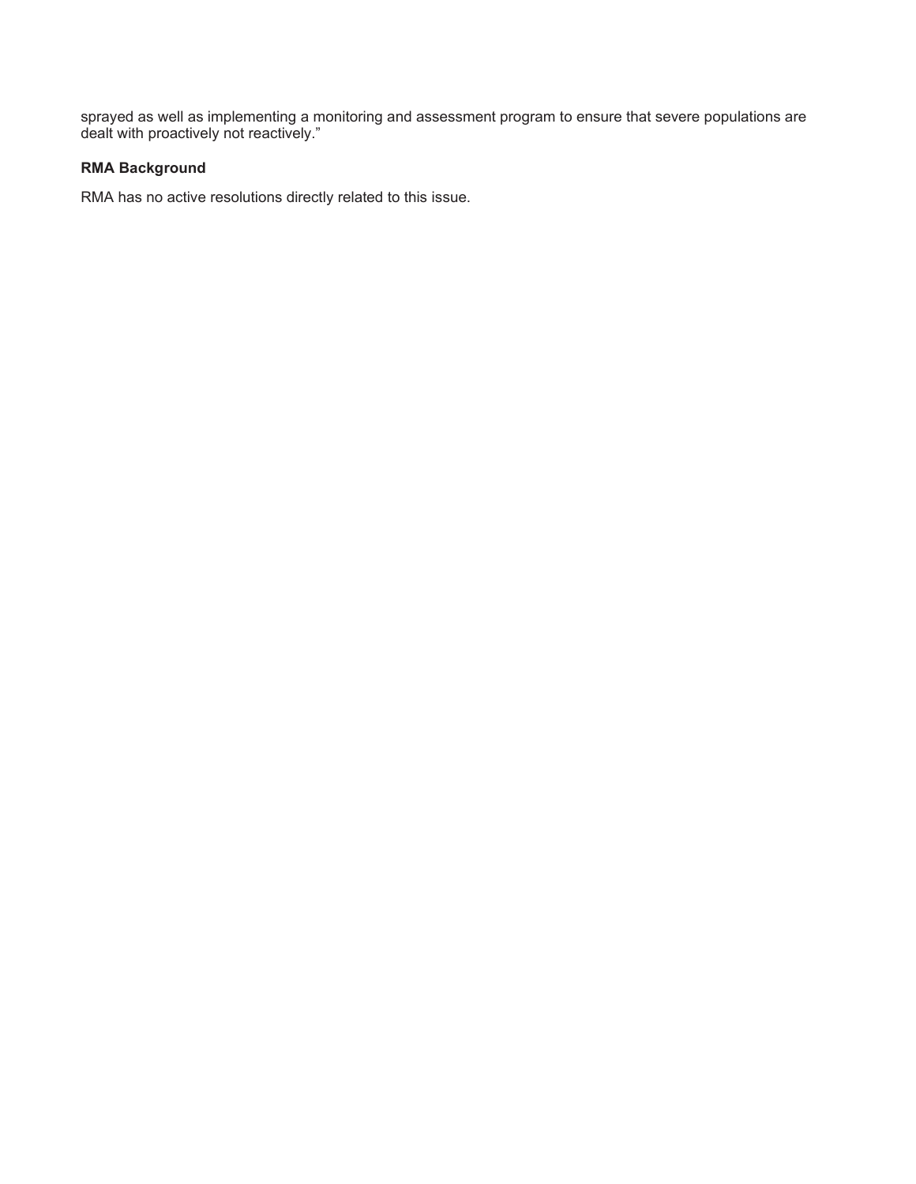sprayed as well as implementing a monitoring and assessment program to ensure that severe populations are dealt with proactively not reactively."

**RMA Background**

RMA has no active resolutions directly related to this issue.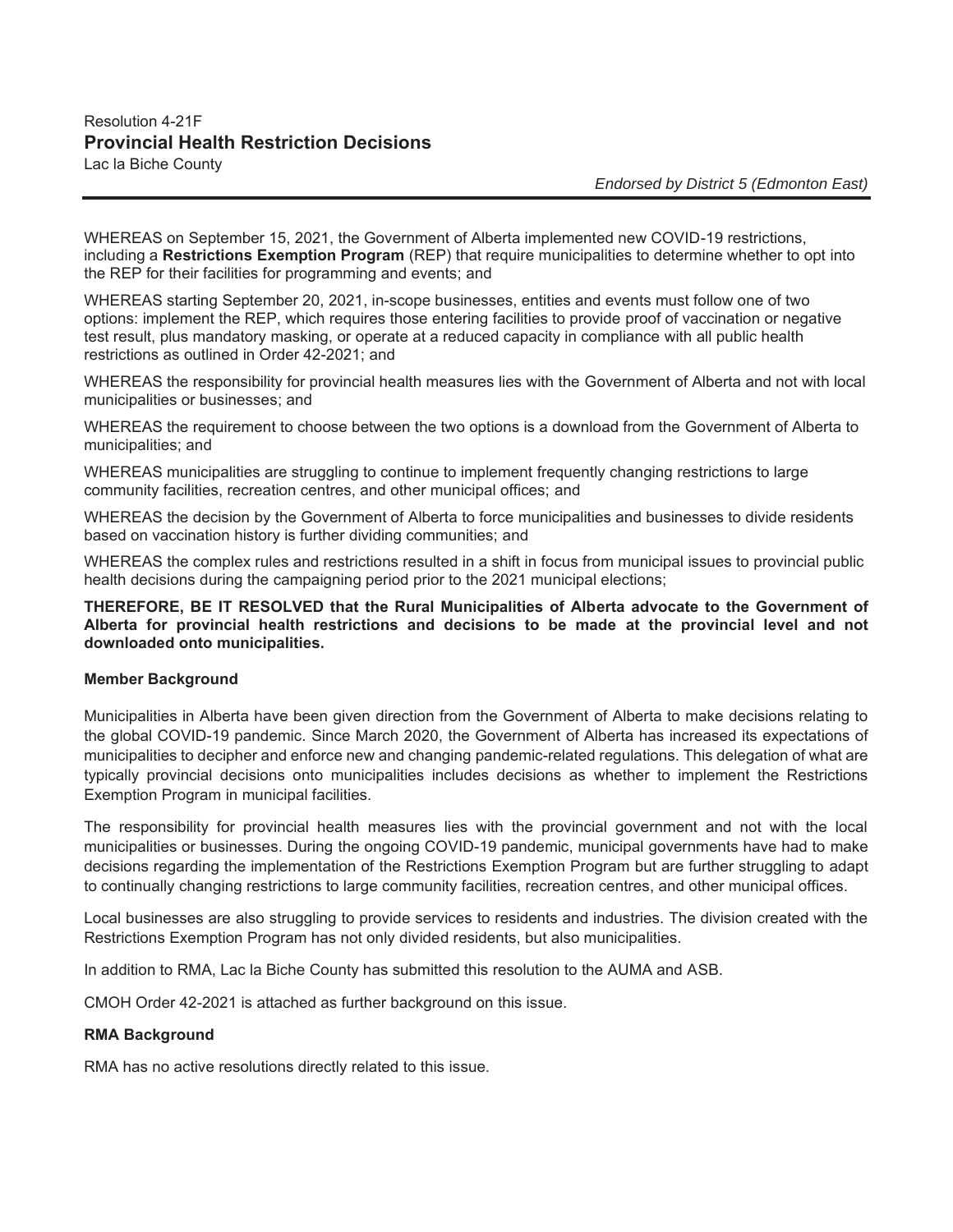Resolution 4-21F

## Provincial Health Restriction Decisions

Lac la Biche County

*Endorsed by District 5 (Edmonton East)*

---

WHEREAS on September 15, 2021, the Government of Alberta implemented new COVID-19 restrictions, including a **Restrictions Exemption Program** (REP) that require municipalities to determine whether to opt into the REP for their facilities for programming and events; and

WHEREAS starting September 20, 2021, in-scope businesses, entities and events must follow one of two options: implement the REP, which requires those entering facilities to provide proof of vaccination or negative test result, plus mandatory masking, or operate at a reduced capacity in compliance with all public health restrictions as outlined in Order 42-2021; and

WHEREAS the responsibility for provincial health measures lies with the Government of Alberta and not with local municipalities or businesses; and

WHEREAS the requirement to choose between the two options is a download from the Government of Alberta to municipalities; and

WHEREAS municipalities are struggling to continue to implement frequently changing restrictions to large community facilities, recreation centres, and other municipal offices; and

WHEREAS the decision by the Government of Alberta to force municipalities and businesses to divide residents based on vaccination history is further dividing communities; and

WHEREAS the complex rules and restrictions resulted in a shift in focus from municipal issues to provincial public health decisions during the campaigning period prior to the 2021 municipal elections;

**THEREFORE, BE IT RESOLVED that the Rural Municipalities of Alberta advocate to the Government of Alberta for provincial health restrictions and decisions to be made at the provincial level and not downloaded onto municipalities.**

### Member Background

Municipalities in Alberta have been given direction from the Government of Alberta to make decisions relating to the global COVID-19 pandemic. Since March 2020, the Government of Alberta has increased its expectations of municipalities to decipher and enforce new and changing pandemic-related regulations. This delegation of what are typically provincial decisions onto municipalities includes decisions as whether to implement the Restrictions Exemption Program in municipal facilities.

The responsibility for provincial health measures lies with the provincial government and not with the local municipalities or businesses. During the ongoing COVID-19 pandemic, municipal governments have had to make decisions regarding the implementation of the Restrictions Exemption Program but are further struggling to adapt to continually changing restrictions to large community facilities, recreation centres, and other municipal offices.

Local businesses are also struggling to provide services to residents and industries. The division created with the Restrictions Exemption Program has not only divided residents, but also municipalities.

In addition to RMA, Lac la Biche County has submitted this resolution to the AUMA and ASB.

CMOH Order 42-2021 is attached as further background on this issue.

### RMA Background

RMA has no active resolutions directly related to this issue.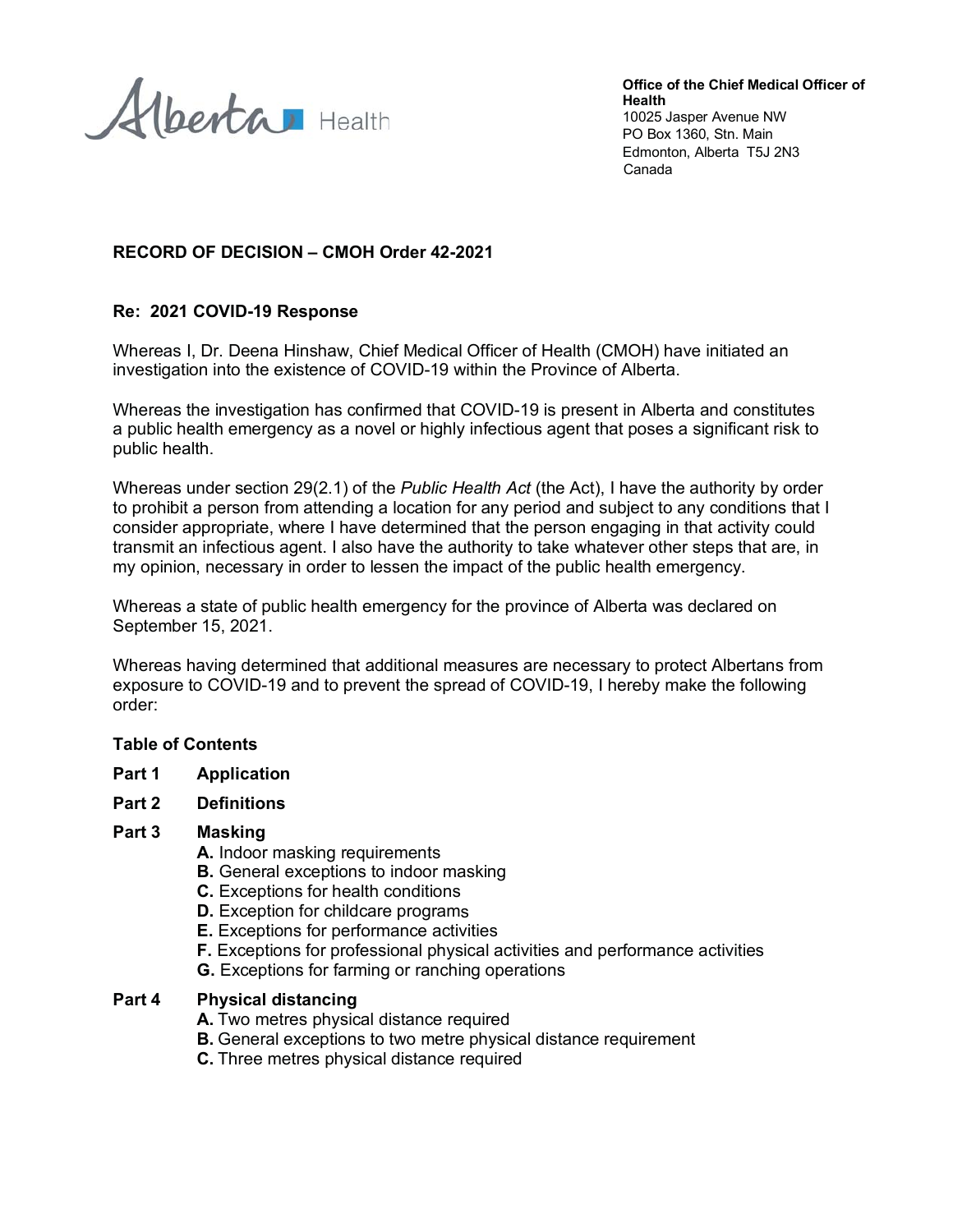Alberta Health

**Office of the Chief Medical Officer of Health**
10025 Jasper Avenue NW
PO Box 1360, Stn. Main
Edmonton, Alberta T5J 2N3
Canada

**RECORD OF DECISION – CMOH Order 42-2021**

**Re: 2021 COVID-19 Response**

Whereas I, Dr. Deena Hinshaw, Chief Medical Officer of Health (CMOH) have initiated an investigation into the existence of COVID-19 within the Province of Alberta.

Whereas the investigation has confirmed that COVID-19 is present in Alberta and constitutes a public health emergency as a novel or highly infectious agent that poses a significant risk to public health.

Whereas under section 29(2.1) of the *Public Health Act* (the Act), I have the authority by order to prohibit a person from attending a location for any period and subject to any conditions that I consider appropriate, where I have determined that the person engaging in that activity could transmit an infectious agent. I also have the authority to take whatever other steps that are, in my opinion, necessary in order to lessen the impact of the public health emergency.

Whereas a state of public health emergency for the province of Alberta was declared on September 15, 2021.

Whereas having determined that additional measures are necessary to protect Albertans from exposure to COVID-19 and to prevent the spread of COVID-19, I hereby make the following order:

**Table of Contents**

**Part 1 Application**

**Part 2 Definitions**

**Part 3 Masking**
- **A.** Indoor masking requirements
- **B.** General exceptions to indoor masking
- **C.** Exceptions for health conditions
- **D.** Exception for childcare programs
- **E.** Exceptions for performance activities
- **F.** Exceptions for professional physical activities and performance activities
- **G.** Exceptions for farming or ranching operations

**Part 4 Physical distancing**
- **A.** Two metres physical distance required
- **B.** General exceptions to two metre physical distance requirement
- **C.** Three metres physical distance required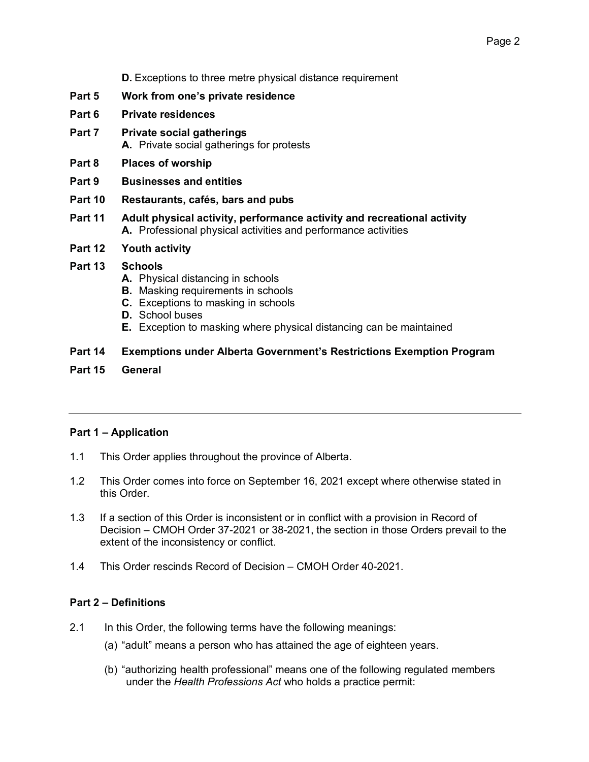**D.** Exceptions to three metre physical distance requirement

**Part 5 Work from one's private residence**

**Part 6 Private residences**

**Part 7 Private social gatherings**
- **A.** Private social gatherings for protests

**Part 8 Places of worship**

**Part 9 Businesses and entities**

**Part 10 Restaurants, cafés, bars and pubs**

**Part 11 Adult physical activity, performance activity and recreational activity**
- **A.** Professional physical activities and performance activities

**Part 12 Youth activity**

**Part 13 Schools**
- **A.** Physical distancing in schools
- **B.** Masking requirements in schools
- **C.** Exceptions to masking in schools
- **D.** School buses
- **E.** Exception to masking where physical distancing can be maintained

**Part 14 Exemptions under Alberta Government's Restrictions Exemption Program**

**Part 15 General**

---

## Part 1 – Application

1.1 This Order applies throughout the province of Alberta.

1.2 This Order comes into force on September 16, 2021 except where otherwise stated in this Order.

1.3 If a section of this Order is inconsistent or in conflict with a provision in Record of Decision – CMOH Order 37-2021 or 38-2021, the section in those Orders prevail to the extent of the inconsistency or conflict.

1.4 This Order rescinds Record of Decision – CMOH Order 40-2021.

## Part 2 – Definitions

2.1 In this Order, the following terms have the following meanings:

(a) "adult" means a person who has attained the age of eighteen years.

(b) "authorizing health professional" means one of the following regulated members under the *Health Professions Act* who holds a practice permit: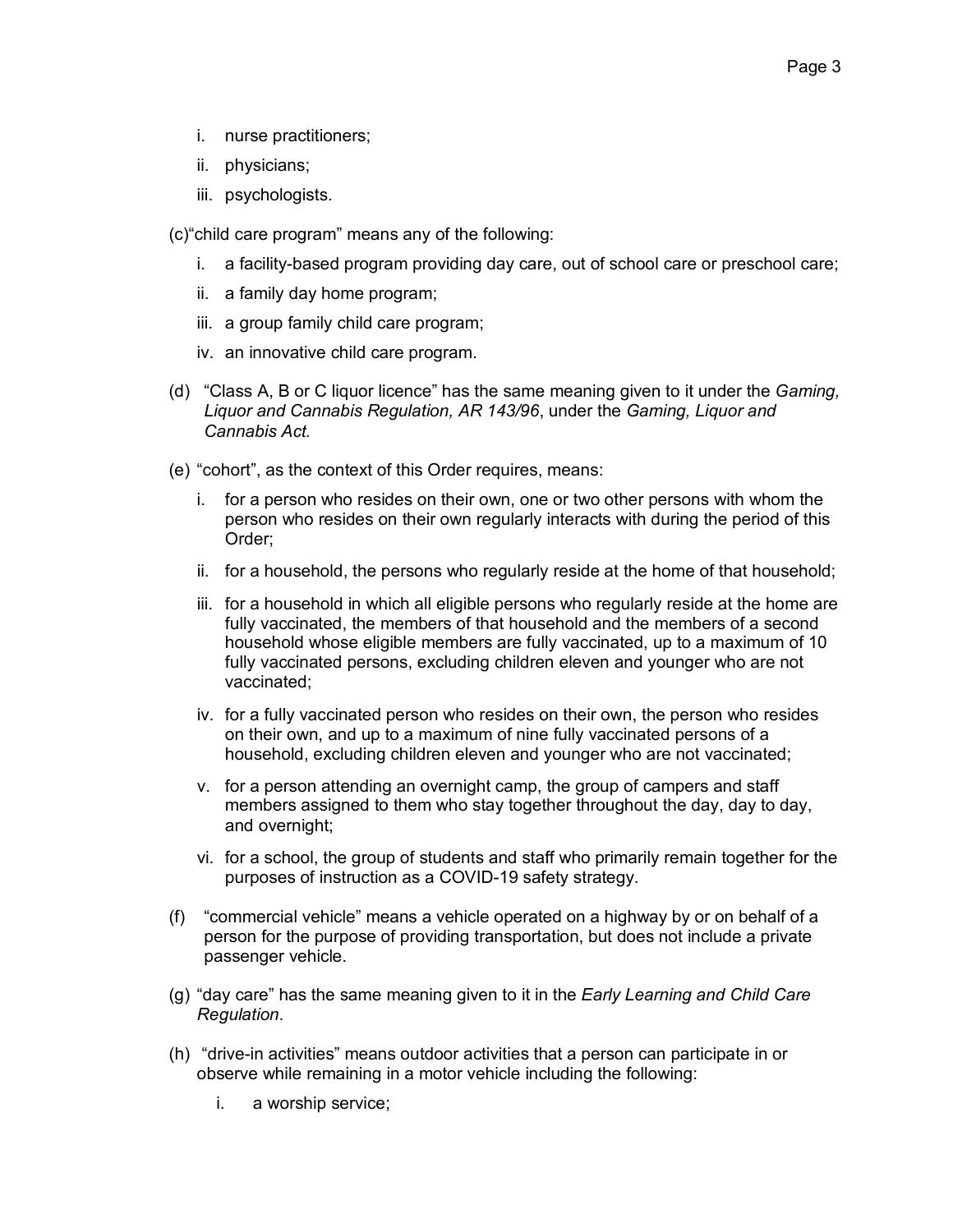i. nurse practitioners;

ii. physicians;

iii. psychologists.

(c) "child care program" means any of the following:

i. a facility-based program providing day care, out of school care or preschool care;

ii. a family day home program;

iii. a group family child care program;

iv. an innovative child care program.

(d) "Class A, B or C liquor licence" has the same meaning given to it under the *Gaming, Liquor and Cannabis Regulation, AR 143/96*, under the *Gaming, Liquor and Cannabis Act.*

(e) "cohort", as the context of this Order requires, means:

i. for a person who resides on their own, one or two other persons with whom the person who resides on their own regularly interacts with during the period of this Order;

ii. for a household, the persons who regularly reside at the home of that household;

iii. for a household in which all eligible persons who regularly reside at the home are fully vaccinated, the members of that household and the members of a second household whose eligible members are fully vaccinated, up to a maximum of 10 fully vaccinated persons, excluding children eleven and younger who are not vaccinated;

iv. for a fully vaccinated person who resides on their own, the person who resides on their own, and up to a maximum of nine fully vaccinated persons of a household, excluding children eleven and younger who are not vaccinated;

v. for a person attending an overnight camp, the group of campers and staff members assigned to them who stay together throughout the day, day to day, and overnight;

vi. for a school, the group of students and staff who primarily remain together for the purposes of instruction as a COVID-19 safety strategy.

(f) "commercial vehicle" means a vehicle operated on a highway by or on behalf of a person for the purpose of providing transportation, but does not include a private passenger vehicle.

(g) "day care" has the same meaning given to it in the *Early Learning and Child Care Regulation*.

(h) "drive-in activities" means outdoor activities that a person can participate in or observe while remaining in a motor vehicle including the following:

i. a worship service;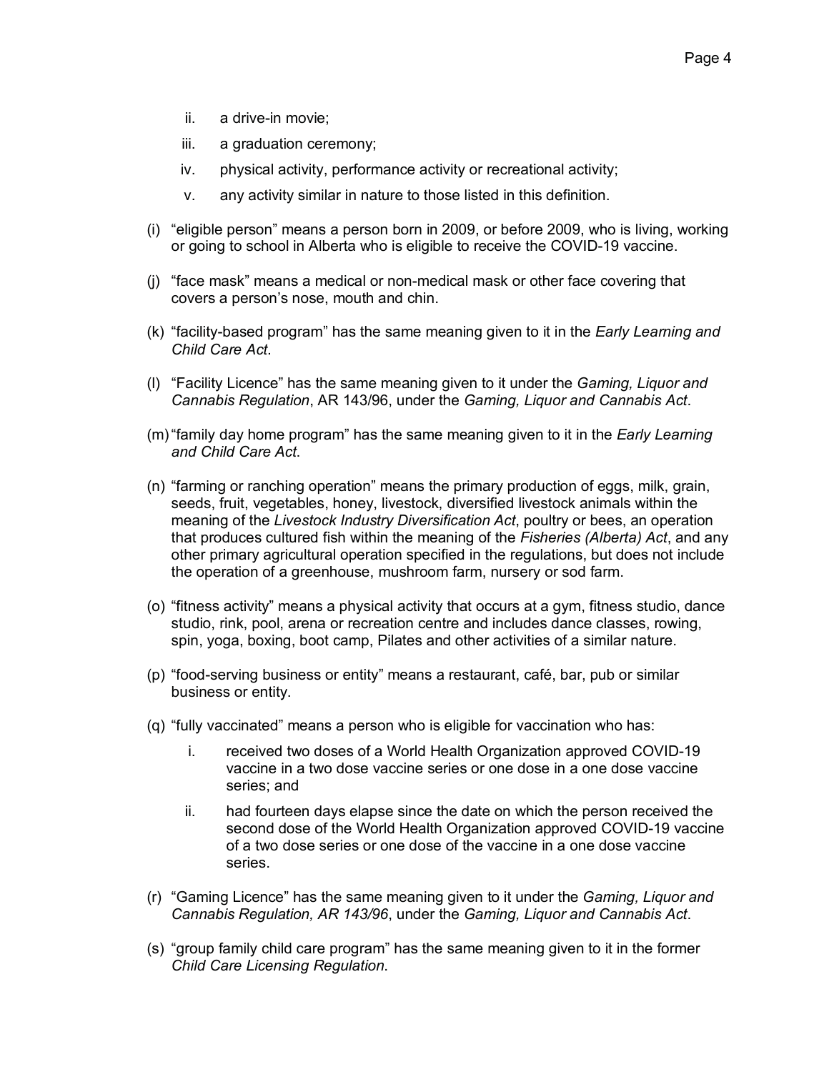ii. a drive-in movie;

   iii. a graduation ceremony;

   iv. physical activity, performance activity or recreational activity;

   v. any activity similar in nature to those listed in this definition.

(i) “eligible person” means a person born in 2009, or before 2009, who is living, working or going to school in Alberta who is eligible to receive the COVID-19 vaccine.

(j) “face mask” means a medical or non-medical mask or other face covering that covers a person’s nose, mouth and chin.

(k) “facility-based program” has the same meaning given to it in the *Early Learning and Child Care Act*.

(l) “Facility Licence” has the same meaning given to it under the *Gaming, Liquor and Cannabis Regulation*, AR 143/96, under the *Gaming, Liquor and Cannabis Act*.

(m) “family day home program” has the same meaning given to it in the *Early Learning and Child Care Act*.

(n) “farming or ranching operation” means the primary production of eggs, milk, grain, seeds, fruit, vegetables, honey, livestock, diversified livestock animals within the meaning of the *Livestock Industry Diversification Act*, poultry or bees, an operation that produces cultured fish within the meaning of the *Fisheries (Alberta) Act*, and any other primary agricultural operation specified in the regulations, but does not include the operation of a greenhouse, mushroom farm, nursery or sod farm.

(o) “fitness activity” means a physical activity that occurs at a gym, fitness studio, dance studio, rink, pool, arena or recreation centre and includes dance classes, rowing, spin, yoga, boxing, boot camp, Pilates and other activities of a similar nature.

(p) “food-serving business or entity” means a restaurant, café, bar, pub or similar business or entity.

(q) “fully vaccinated” means a person who is eligible for vaccination who has:

   i. received two doses of a World Health Organization approved COVID-19 vaccine in a two dose vaccine series or one dose in a one dose vaccine series; and

   ii. had fourteen days elapse since the date on which the person received the second dose of the World Health Organization approved COVID-19 vaccine of a two dose series or one dose of the vaccine in a one dose vaccine series.

(r) “Gaming Licence” has the same meaning given to it under the *Gaming, Liquor and Cannabis Regulation, AR 143/96*, under the *Gaming, Liquor and Cannabis Act*.

(s) “group family child care program” has the same meaning given to it in the former *Child Care Licensing Regulation*.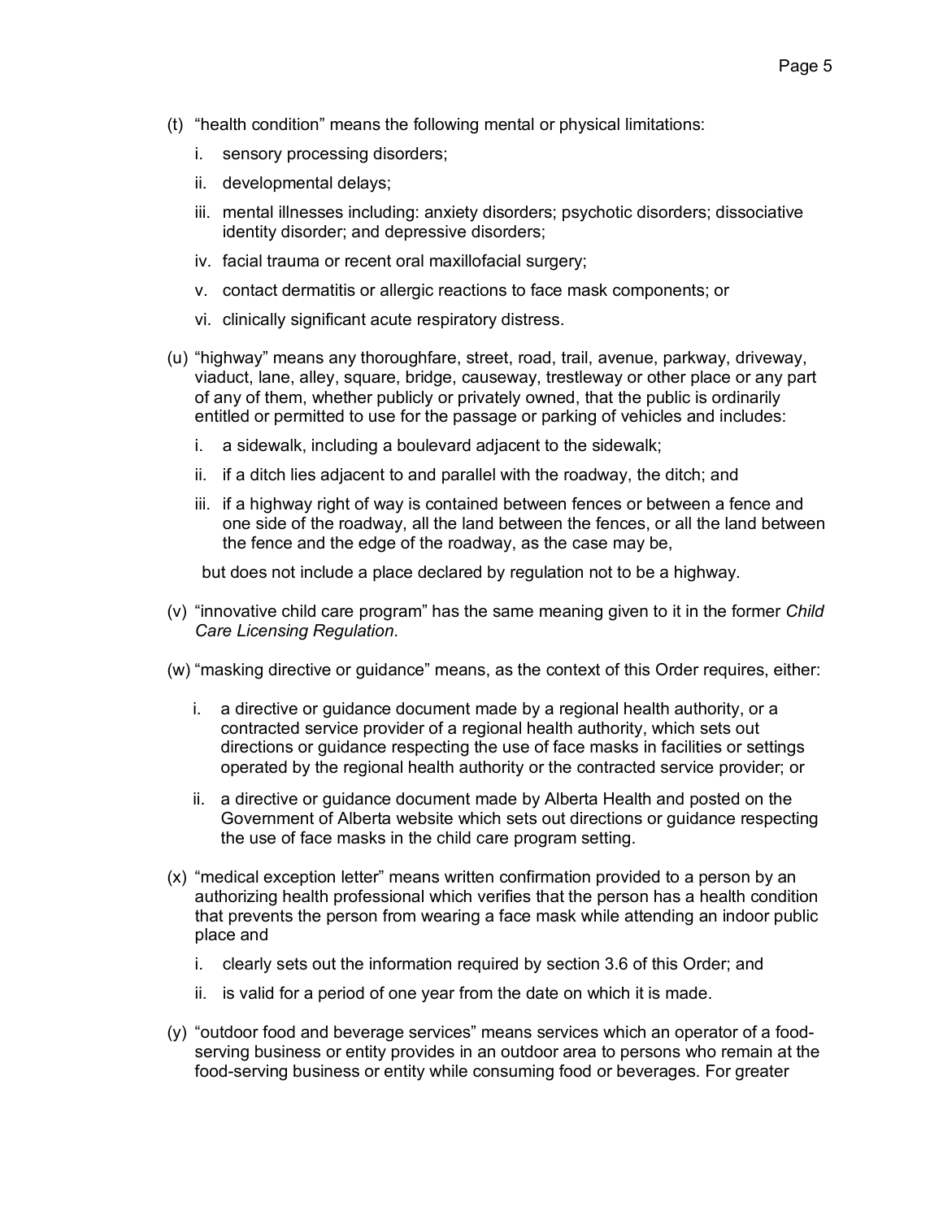(t) "health condition" means the following mental or physical limitations:

   i. sensory processing disorders;

   ii. developmental delays;

   iii. mental illnesses including: anxiety disorders; psychotic disorders; dissociative identity disorder; and depressive disorders;

   iv. facial trauma or recent oral maxillofacial surgery;

   v. contact dermatitis or allergic reactions to face mask components; or

   vi. clinically significant acute respiratory distress.

(u) "highway" means any thoroughfare, street, road, trail, avenue, parkway, driveway, viaduct, lane, alley, square, bridge, causeway, trestleway or other place or any part of any of them, whether publicly or privately owned, that the public is ordinarily entitled or permitted to use for the passage or parking of vehicles and includes:

   i. a sidewalk, including a boulevard adjacent to the sidewalk;

   ii. if a ditch lies adjacent to and parallel with the roadway, the ditch; and

   iii. if a highway right of way is contained between fences or between a fence and one side of the roadway, all the land between the fences, or all the land between the fence and the edge of the roadway, as the case may be,

   but does not include a place declared by regulation not to be a highway.

(v) "innovative child care program" has the same meaning given to it in the former *Child Care Licensing Regulation*.

(w) "masking directive or guidance" means, as the context of this Order requires, either:

   i. a directive or guidance document made by a regional health authority, or a contracted service provider of a regional health authority, which sets out directions or guidance respecting the use of face masks in facilities or settings operated by the regional health authority or the contracted service provider; or

   ii. a directive or guidance document made by Alberta Health and posted on the Government of Alberta website which sets out directions or guidance respecting the use of face masks in the child care program setting.

(x) "medical exception letter" means written confirmation provided to a person by an authorizing health professional which verifies that the person has a health condition that prevents the person from wearing a face mask while attending an indoor public place and

   i. clearly sets out the information required by section 3.6 of this Order; and

   ii. is valid for a period of one year from the date on which it is made.

(y) "outdoor food and beverage services" means services which an operator of a food-serving business or entity provides in an outdoor area to persons who remain at the food-serving business or entity while consuming food or beverages. For greater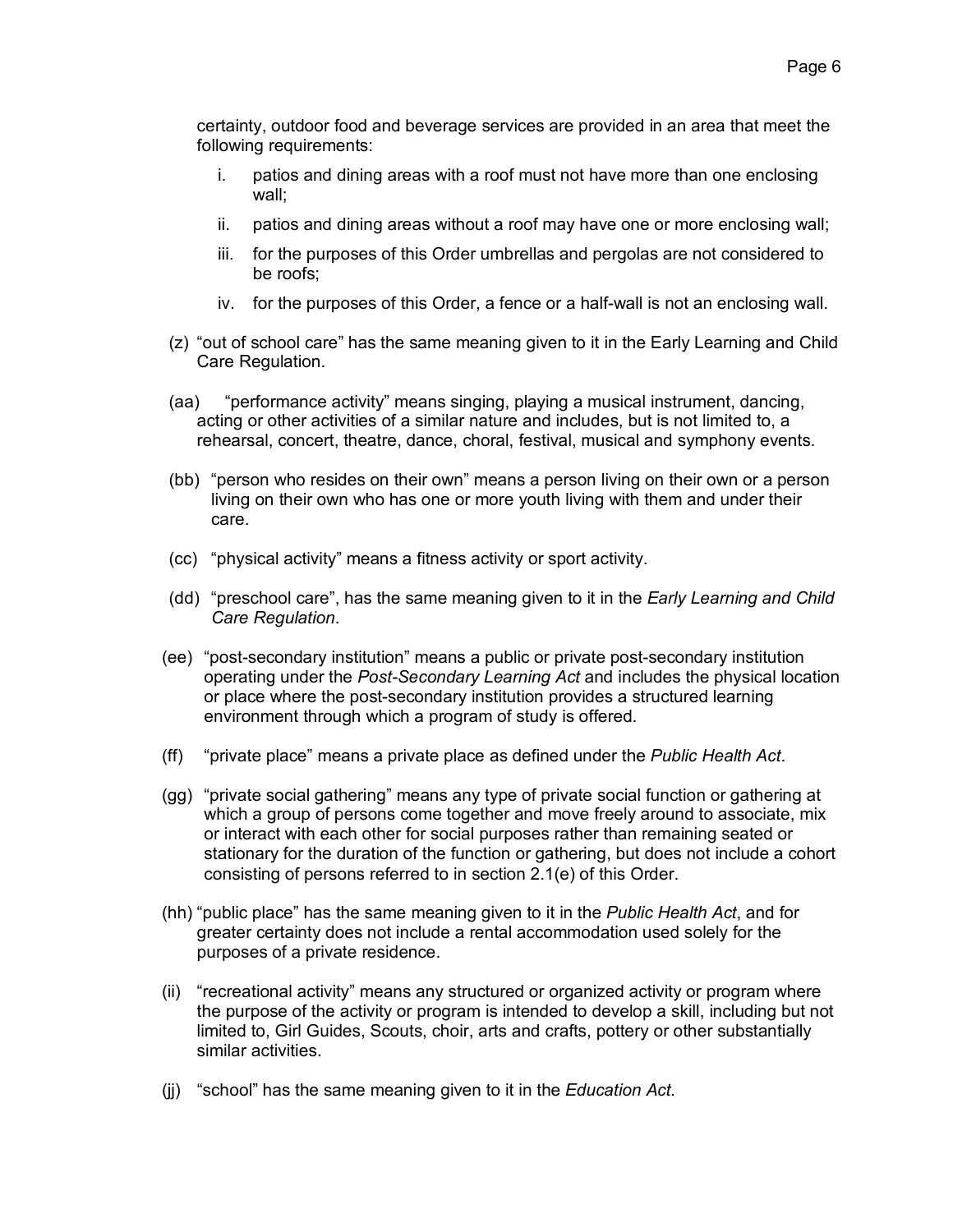certainty, outdoor food and beverage services are provided in an area that meet the following requirements:

i. patios and dining areas with a roof must not have more than one enclosing wall;

ii. patios and dining areas without a roof may have one or more enclosing wall;

iii. for the purposes of this Order umbrellas and pergolas are not considered to be roofs;

iv. for the purposes of this Order, a fence or a half-wall is not an enclosing wall.

(z) "out of school care" has the same meaning given to it in the Early Learning and Child Care Regulation.

(aa) "performance activity" means singing, playing a musical instrument, dancing, acting or other activities of a similar nature and includes, but is not limited to, a rehearsal, concert, theatre, dance, choral, festival, musical and symphony events.

(bb) "person who resides on their own" means a person living on their own or a person living on their own who has one or more youth living with them and under their care.

(cc) "physical activity" means a fitness activity or sport activity.

(dd) "preschool care", has the same meaning given to it in the *Early Learning and Child Care Regulation*.

(ee) "post-secondary institution" means a public or private post-secondary institution operating under the *Post-Secondary Learning Act* and includes the physical location or place where the post-secondary institution provides a structured learning environment through which a program of study is offered.

(ff) "private place" means a private place as defined under the *Public Health Act*.

(gg) "private social gathering" means any type of private social function or gathering at which a group of persons come together and move freely around to associate, mix or interact with each other for social purposes rather than remaining seated or stationary for the duration of the function or gathering, but does not include a cohort consisting of persons referred to in section 2.1(e) of this Order.

(hh) "public place" has the same meaning given to it in the *Public Health Act*, and for greater certainty does not include a rental accommodation used solely for the purposes of a private residence.

(ii) "recreational activity" means any structured or organized activity or program where the purpose of the activity or program is intended to develop a skill, including but not limited to, Girl Guides, Scouts, choir, arts and crafts, pottery or other substantially similar activities.

(jj) "school" has the same meaning given to it in the *Education Act*.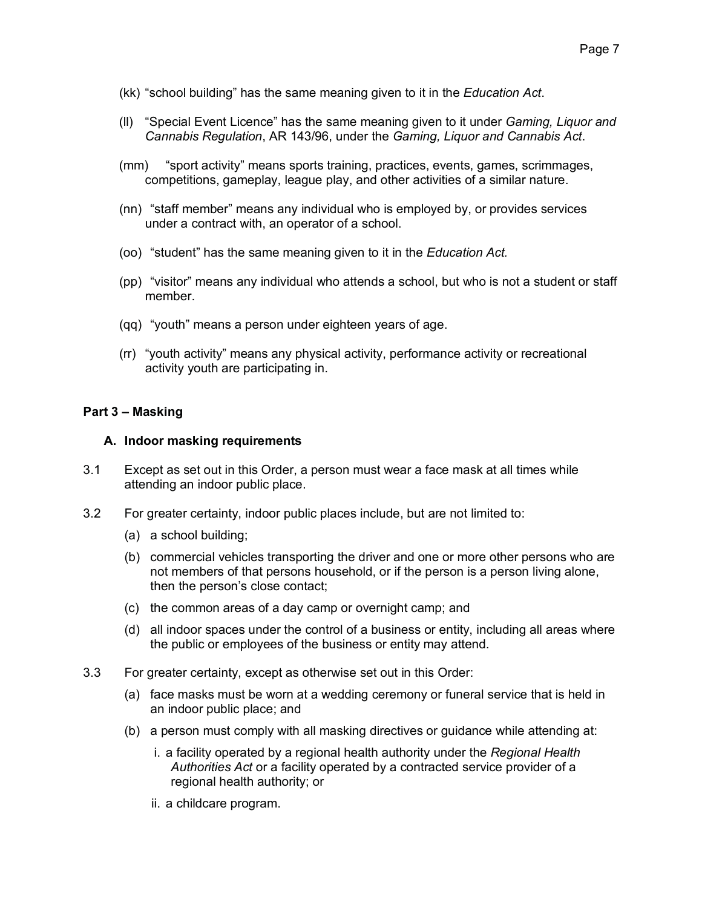(kk) "school building" has the same meaning given to it in the *Education Act*.

(ll) "Special Event Licence" has the same meaning given to it under *Gaming, Liquor and Cannabis Regulation*, AR 143/96, under the *Gaming, Liquor and Cannabis Act*.

(mm) "sport activity" means sports training, practices, events, games, scrimmages, competitions, gameplay, league play, and other activities of a similar nature.

(nn) "staff member" means any individual who is employed by, or provides services under a contract with, an operator of a school.

(oo) "student" has the same meaning given to it in the *Education Act.*

(pp) "visitor" means any individual who attends a school, but who is not a student or staff member.

(qq) "youth" means a person under eighteen years of age.

(rr) "youth activity" means any physical activity, performance activity or recreational activity youth are participating in.

## Part 3 – Masking

### A. Indoor masking requirements

3.1 Except as set out in this Order, a person must wear a face mask at all times while attending an indoor public place.

3.2 For greater certainty, indoor public places include, but are not limited to:

(a) a school building;

(b) commercial vehicles transporting the driver and one or more other persons who are not members of that persons household, or if the person is a person living alone, then the person's close contact;

(c) the common areas of a day camp or overnight camp; and

(d) all indoor spaces under the control of a business or entity, including all areas where the public or employees of the business or entity may attend.

3.3 For greater certainty, except as otherwise set out in this Order:

(a) face masks must be worn at a wedding ceremony or funeral service that is held in an indoor public place; and

(b) a person must comply with all masking directives or guidance while attending at:

i. a facility operated by a regional health authority under the *Regional Health Authorities Act* or a facility operated by a contracted service provider of a regional health authority; or

ii. a childcare program.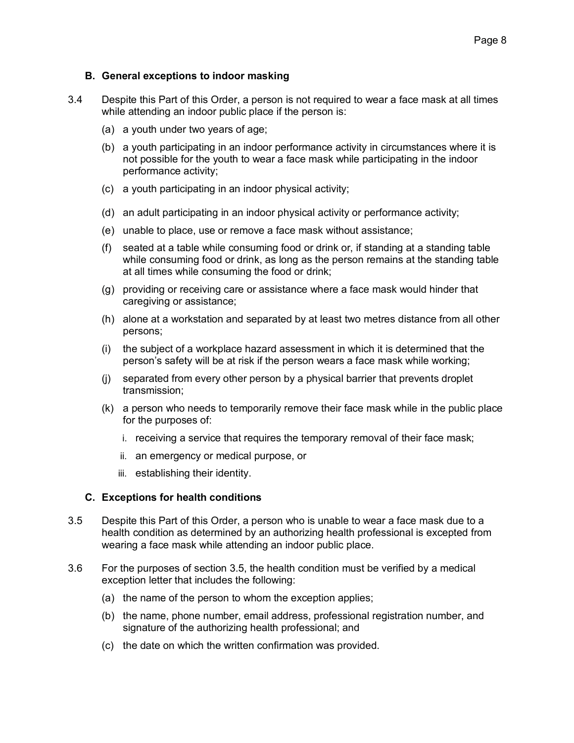### B. General exceptions to indoor masking

3.4 Despite this Part of this Order, a person is not required to wear a face mask at all times while attending an indoor public place if the person is:

(a) a youth under two years of age;

(b) a youth participating in an indoor performance activity in circumstances where it is not possible for the youth to wear a face mask while participating in the indoor performance activity;

(c) a youth participating in an indoor physical activity;

(d) an adult participating in an indoor physical activity or performance activity;

(e) unable to place, use or remove a face mask without assistance;

(f) seated at a table while consuming food or drink or, if standing at a standing table while consuming food or drink, as long as the person remains at the standing table at all times while consuming the food or drink;

(g) providing or receiving care or assistance where a face mask would hinder that caregiving or assistance;

(h) alone at a workstation and separated by at least two metres distance from all other persons;

(i) the subject of a workplace hazard assessment in which it is determined that the person's safety will be at risk if the person wears a face mask while working;

(j) separated from every other person by a physical barrier that prevents droplet transmission;

(k) a person who needs to temporarily remove their face mask while in the public place for the purposes of:

i. receiving a service that requires the temporary removal of their face mask;

ii. an emergency or medical purpose, or

iii. establishing their identity.

### C. Exceptions for health conditions

3.5 Despite this Part of this Order, a person who is unable to wear a face mask due to a health condition as determined by an authorizing health professional is excepted from wearing a face mask while attending an indoor public place.

3.6 For the purposes of section 3.5, the health condition must be verified by a medical exception letter that includes the following:

(a) the name of the person to whom the exception applies;

(b) the name, phone number, email address, professional registration number, and signature of the authorizing health professional; and

(c) the date on which the written confirmation was provided.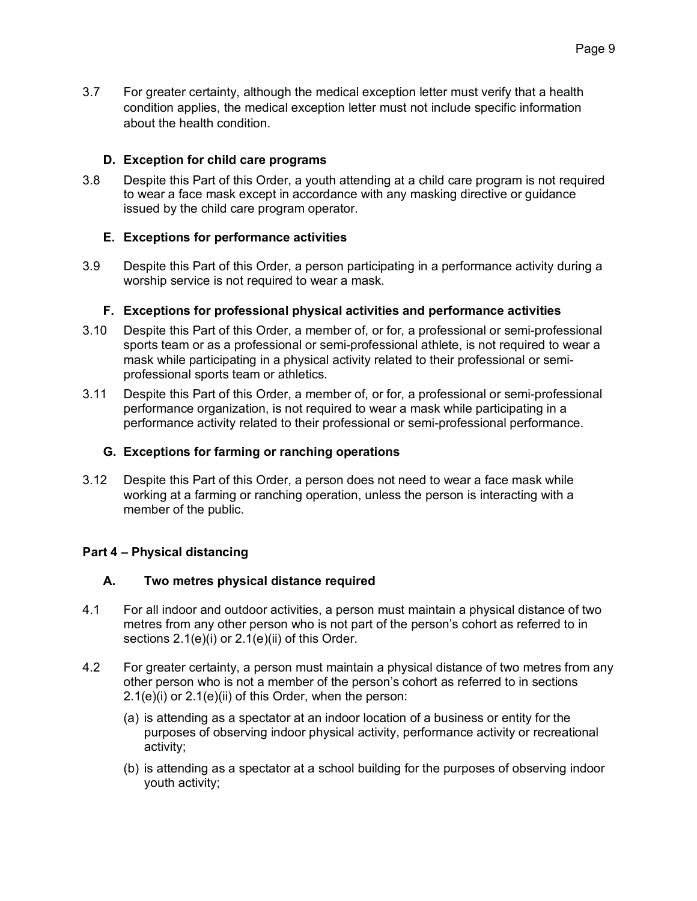3.7 For greater certainty, although the medical exception letter must verify that a health condition applies, the medical exception letter must not include specific information about the health condition.

### D. Exception for child care programs

3.8 Despite this Part of this Order, a youth attending at a child care program is not required to wear a face mask except in accordance with any masking directive or guidance issued by the child care program operator.

### E. Exceptions for performance activities

3.9 Despite this Part of this Order, a person participating in a performance activity during a worship service is not required to wear a mask.

### F. Exceptions for professional physical activities and performance activities

3.10 Despite this Part of this Order, a member of, or for, a professional or semi-professional sports team or as a professional or semi-professional athlete, is not required to wear a mask while participating in a physical activity related to their professional or semi-professional sports team or athletics.

3.11 Despite this Part of this Order, a member of, or for, a professional or semi-professional performance organization, is not required to wear a mask while participating in a performance activity related to their professional or semi-professional performance.

### G. Exceptions for farming or ranching operations

3.12 Despite this Part of this Order, a person does not need to wear a face mask while working at a farming or ranching operation, unless the person is interacting with a member of the public.

## Part 4 – Physical distancing

### A. Two metres physical distance required

4.1 For all indoor and outdoor activities, a person must maintain a physical distance of two metres from any other person who is not part of the person's cohort as referred to in sections 2.1(e)(i) or 2.1(e)(ii) of this Order.

4.2 For greater certainty, a person must maintain a physical distance of two metres from any other person who is not a member of the person's cohort as referred to in sections 2.1(e)(i) or 2.1(e)(ii) of this Order, when the person:

(a) is attending as a spectator at an indoor location of a business or entity for the purposes of observing indoor physical activity, performance activity or recreational activity;

(b) is attending as a spectator at a school building for the purposes of observing indoor youth activity;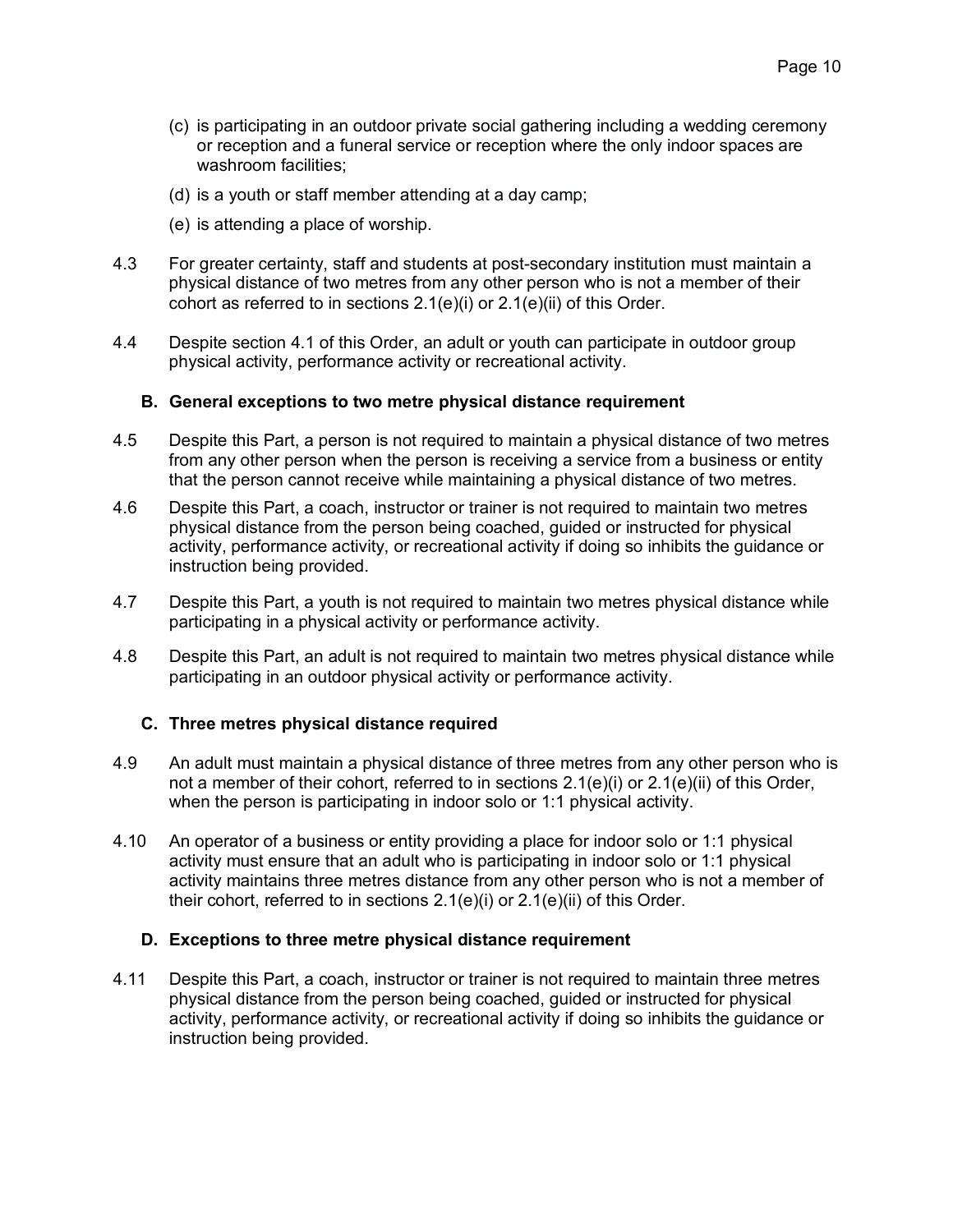(c) is participating in an outdoor private social gathering including a wedding ceremony or reception and a funeral service or reception where the only indoor spaces are washroom facilities;

(d) is a youth or staff member attending at a day camp;

(e) is attending a place of worship.

4.3 For greater certainty, staff and students at post-secondary institution must maintain a physical distance of two metres from any other person who is not a member of their cohort as referred to in sections 2.1(e)(i) or 2.1(e)(ii) of this Order.

4.4 Despite section 4.1 of this Order, an adult or youth can participate in outdoor group physical activity, performance activity or recreational activity.

### B. General exceptions to two metre physical distance requirement

4.5 Despite this Part, a person is not required to maintain a physical distance of two metres from any other person when the person is receiving a service from a business or entity that the person cannot receive while maintaining a physical distance of two metres.

4.6 Despite this Part, a coach, instructor or trainer is not required to maintain two metres physical distance from the person being coached, guided or instructed for physical activity, performance activity, or recreational activity if doing so inhibits the guidance or instruction being provided.

4.7 Despite this Part, a youth is not required to maintain two metres physical distance while participating in a physical activity or performance activity.

4.8 Despite this Part, an adult is not required to maintain two metres physical distance while participating in an outdoor physical activity or performance activity.

### C. Three metres physical distance required

4.9 An adult must maintain a physical distance of three metres from any other person who is not a member of their cohort, referred to in sections 2.1(e)(i) or 2.1(e)(ii) of this Order, when the person is participating in indoor solo or 1:1 physical activity.

4.10 An operator of a business or entity providing a place for indoor solo or 1:1 physical activity must ensure that an adult who is participating in indoor solo or 1:1 physical activity maintains three metres distance from any other person who is not a member of their cohort, referred to in sections 2.1(e)(i) or 2.1(e)(ii) of this Order.

### D. Exceptions to three metre physical distance requirement

4.11 Despite this Part, a coach, instructor or trainer is not required to maintain three metres physical distance from the person being coached, guided or instructed for physical activity, performance activity, or recreational activity if doing so inhibits the guidance or instruction being provided.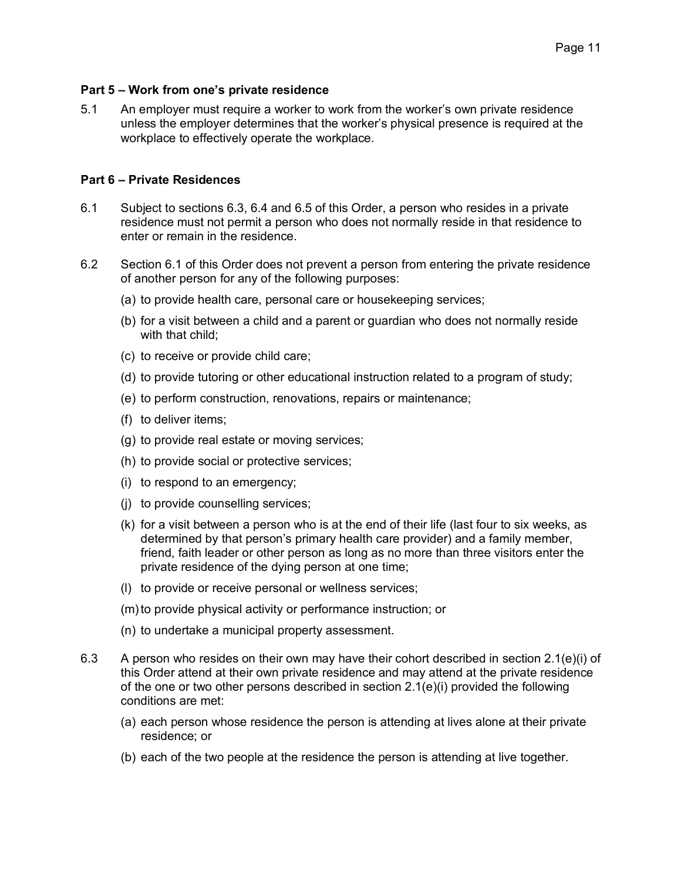## Part 5 – Work from one's private residence

5.1 An employer must require a worker to work from the worker's own private residence unless the employer determines that the worker's physical presence is required at the workplace to effectively operate the workplace.

## Part 6 – Private Residences

6.1 Subject to sections 6.3, 6.4 and 6.5 of this Order, a person who resides in a private residence must not permit a person who does not normally reside in that residence to enter or remain in the residence.

6.2 Section 6.1 of this Order does not prevent a person from entering the private residence of another person for any of the following purposes:

(a) to provide health care, personal care or housekeeping services;

(b) for a visit between a child and a parent or guardian who does not normally reside with that child;

(c) to receive or provide child care;

(d) to provide tutoring or other educational instruction related to a program of study;

(e) to perform construction, renovations, repairs or maintenance;

(f) to deliver items;

(g) to provide real estate or moving services;

(h) to provide social or protective services;

(i) to respond to an emergency;

(j) to provide counselling services;

(k) for a visit between a person who is at the end of their life (last four to six weeks, as determined by that person's primary health care provider) and a family member, friend, faith leader or other person as long as no more than three visitors enter the private residence of the dying person at one time;

(l) to provide or receive personal or wellness services;

(m) to provide physical activity or performance instruction; or

(n) to undertake a municipal property assessment.

6.3 A person who resides on their own may have their cohort described in section 2.1(e)(i) of this Order attend at their own private residence and may attend at the private residence of the one or two other persons described in section 2.1(e)(i) provided the following conditions are met:

(a) each person whose residence the person is attending at lives alone at their private residence; or

(b) each of the two people at the residence the person is attending at live together.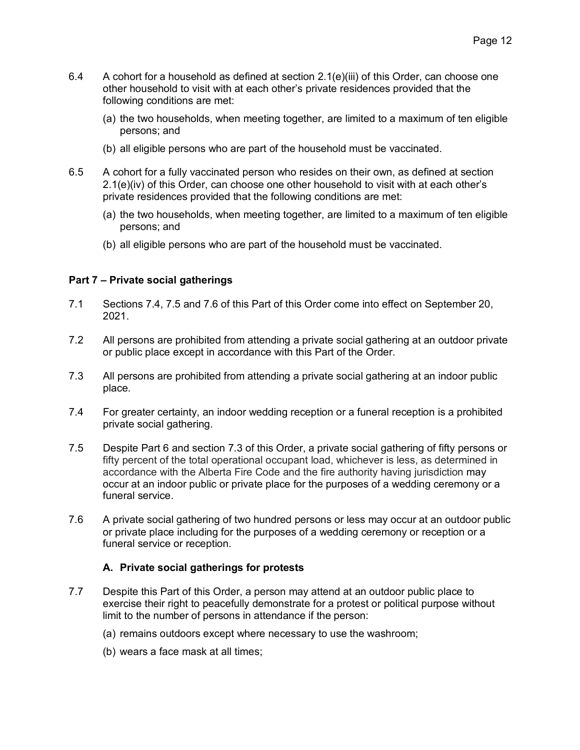6.4 A cohort for a household as defined at section 2.1(e)(iii) of this Order, can choose one other household to visit with at each other's private residences provided that the following conditions are met:

(a) the two households, when meeting together, are limited to a maximum of ten eligible persons; and

(b) all eligible persons who are part of the household must be vaccinated.

6.5 A cohort for a fully vaccinated person who resides on their own, as defined at section 2.1(e)(iv) of this Order, can choose one other household to visit with at each other's private residences provided that the following conditions are met:

(a) the two households, when meeting together, are limited to a maximum of ten eligible persons; and

(b) all eligible persons who are part of the household must be vaccinated.

**Part 7 – Private social gatherings**

7.1 Sections 7.4, 7.5 and 7.6 of this Part of this Order come into effect on September 20, 2021.

7.2 All persons are prohibited from attending a private social gathering at an outdoor private or public place except in accordance with this Part of the Order.

7.3 All persons are prohibited from attending a private social gathering at an indoor public place.

7.4 For greater certainty, an indoor wedding reception or a funeral reception is a prohibited private social gathering.

7.5 Despite Part 6 and section 7.3 of this Order, a private social gathering of fifty persons or fifty percent of the total operational occupant load, whichever is less, as determined in accordance with the Alberta Fire Code and the fire authority having jurisdiction may occur at an indoor public or private place for the purposes of a wedding ceremony or a funeral service.

7.6 A private social gathering of two hundred persons or less may occur at an outdoor public or private place including for the purposes of a wedding ceremony or reception or a funeral service or reception.

**A. Private social gatherings for protests**

7.7 Despite this Part of this Order, a person may attend at an outdoor public place to exercise their right to peacefully demonstrate for a protest or political purpose without limit to the number of persons in attendance if the person:

(a) remains outdoors except where necessary to use the washroom;

(b) wears a face mask at all times;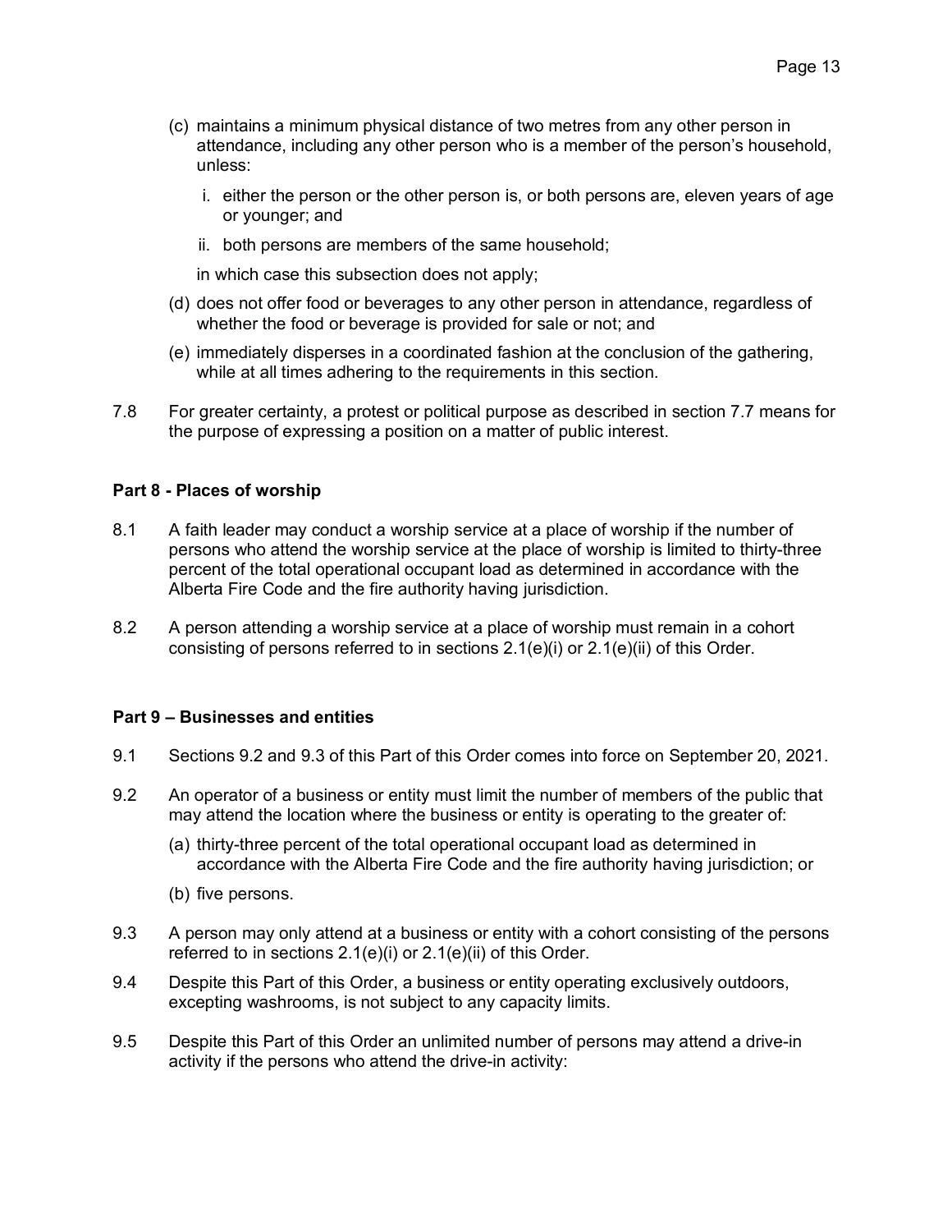(c) maintains a minimum physical distance of two metres from any other person in attendance, including any other person who is a member of the person's household, unless:

    i. either the person or the other person is, or both persons are, eleven years of age or younger; and

    ii. both persons are members of the same household;

    in which case this subsection does not apply;

(d) does not offer food or beverages to any other person in attendance, regardless of whether the food or beverage is provided for sale or not; and

(e) immediately disperses in a coordinated fashion at the conclusion of the gathering, while at all times adhering to the requirements in this section.

7.8 For greater certainty, a protest or political purpose as described in section 7.7 means for the purpose of expressing a position on a matter of public interest.

**Part 8 - Places of worship**

8.1 A faith leader may conduct a worship service at a place of worship if the number of persons who attend the worship service at the place of worship is limited to thirty-three percent of the total operational occupant load as determined in accordance with the Alberta Fire Code and the fire authority having jurisdiction.

8.2 A person attending a worship service at a place of worship must remain in a cohort consisting of persons referred to in sections 2.1(e)(i) or 2.1(e)(ii) of this Order.

**Part 9 – Businesses and entities**

9.1 Sections 9.2 and 9.3 of this Part of this Order comes into force on September 20, 2021.

9.2 An operator of a business or entity must limit the number of members of the public that may attend the location where the business or entity is operating to the greater of:

(a) thirty-three percent of the total operational occupant load as determined in accordance with the Alberta Fire Code and the fire authority having jurisdiction; or

(b) five persons.

9.3 A person may only attend at a business or entity with a cohort consisting of the persons referred to in sections 2.1(e)(i) or 2.1(e)(ii) of this Order.

9.4 Despite this Part of this Order, a business or entity operating exclusively outdoors, excepting washrooms, is not subject to any capacity limits.

9.5 Despite this Part of this Order an unlimited number of persons may attend a drive-in activity if the persons who attend the drive-in activity: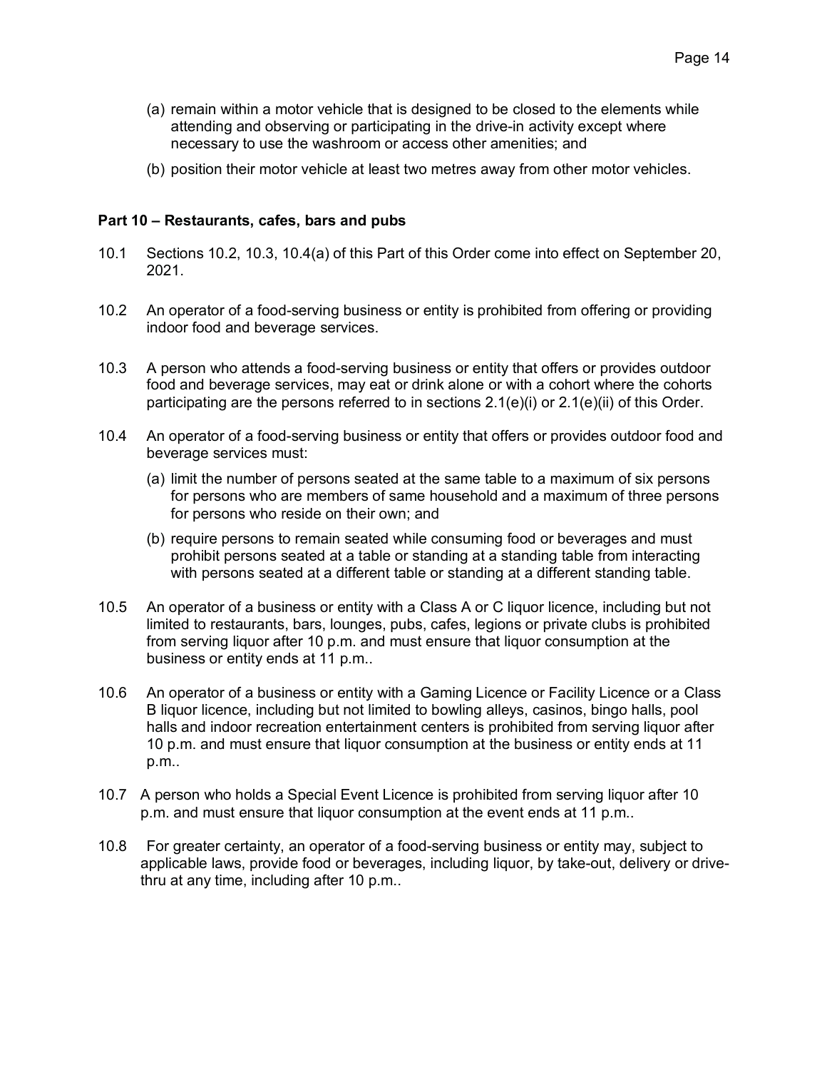(a) remain within a motor vehicle that is designed to be closed to the elements while attending and observing or participating in the drive-in activity except where necessary to use the washroom or access other amenities; and

(b) position their motor vehicle at least two metres away from other motor vehicles.

**Part 10 – Restaurants, cafes, bars and pubs**

10.1 Sections 10.2, 10.3, 10.4(a) of this Part of this Order come into effect on September 20, 2021.

10.2 An operator of a food-serving business or entity is prohibited from offering or providing indoor food and beverage services.

10.3 A person who attends a food-serving business or entity that offers or provides outdoor food and beverage services, may eat or drink alone or with a cohort where the cohorts participating are the persons referred to in sections 2.1(e)(i) or 2.1(e)(ii) of this Order.

10.4 An operator of a food-serving business or entity that offers or provides outdoor food and beverage services must:

(a) limit the number of persons seated at the same table to a maximum of six persons for persons who are members of same household and a maximum of three persons for persons who reside on their own; and

(b) require persons to remain seated while consuming food or beverages and must prohibit persons seated at a table or standing at a standing table from interacting with persons seated at a different table or standing at a different standing table.

10.5 An operator of a business or entity with a Class A or C liquor licence, including but not limited to restaurants, bars, lounges, pubs, cafes, legions or private clubs is prohibited from serving liquor after 10 p.m. and must ensure that liquor consumption at the business or entity ends at 11 p.m..

10.6 An operator of a business or entity with a Gaming Licence or Facility Licence or a Class B liquor licence, including but not limited to bowling alleys, casinos, bingo halls, pool halls and indoor recreation entertainment centers is prohibited from serving liquor after 10 p.m. and must ensure that liquor consumption at the business or entity ends at 11 p.m..

10.7 A person who holds a Special Event Licence is prohibited from serving liquor after 10 p.m. and must ensure that liquor consumption at the event ends at 11 p.m..

10.8 For greater certainty, an operator of a food-serving business or entity may, subject to applicable laws, provide food or beverages, including liquor, by take-out, delivery or drive-thru at any time, including after 10 p.m..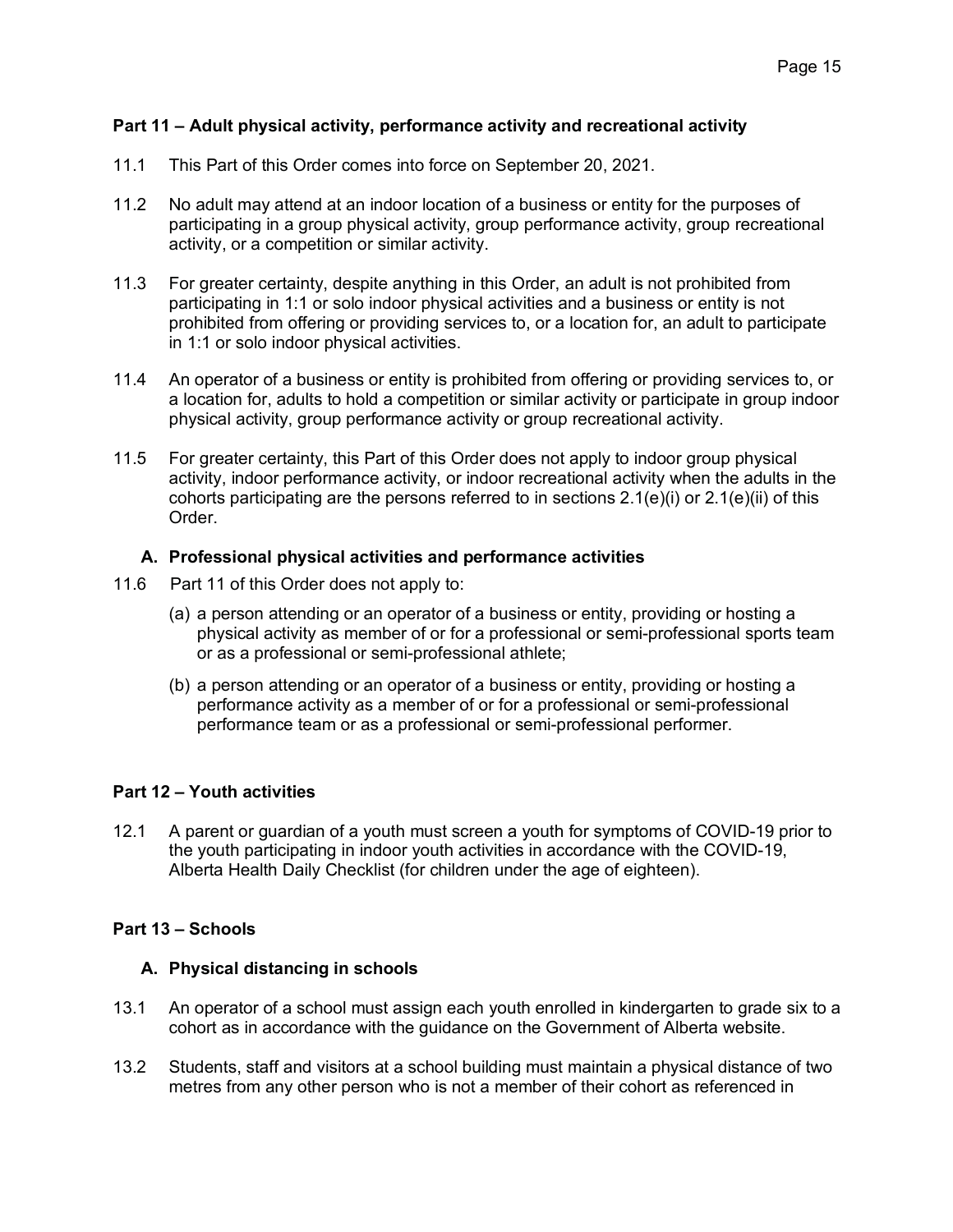## Part 11 – Adult physical activity, performance activity and recreational activity

11.1 This Part of this Order comes into force on September 20, 2021.

11.2 No adult may attend at an indoor location of a business or entity for the purposes of participating in a group physical activity, group performance activity, group recreational activity, or a competition or similar activity.

11.3 For greater certainty, despite anything in this Order, an adult is not prohibited from participating in 1:1 or solo indoor physical activities and a business or entity is not prohibited from offering or providing services to, or a location for, an adult to participate in 1:1 or solo indoor physical activities.

11.4 An operator of a business or entity is prohibited from offering or providing services to, or a location for, adults to hold a competition or similar activity or participate in group indoor physical activity, group performance activity or group recreational activity.

11.5 For greater certainty, this Part of this Order does not apply to indoor group physical activity, indoor performance activity, or indoor recreational activity when the adults in the cohorts participating are the persons referred to in sections 2.1(e)(i) or 2.1(e)(ii) of this Order.

### A. Professional physical activities and performance activities

11.6 Part 11 of this Order does not apply to:

(a) a person attending or an operator of a business or entity, providing or hosting a physical activity as member of or for a professional or semi-professional sports team or as a professional or semi-professional athlete;

(b) a person attending or an operator of a business or entity, providing or hosting a performance activity as a member of or for a professional or semi-professional performance team or as a professional or semi-professional performer.

## Part 12 – Youth activities

12.1 A parent or guardian of a youth must screen a youth for symptoms of COVID-19 prior to the youth participating in indoor youth activities in accordance with the COVID-19, Alberta Health Daily Checklist (for children under the age of eighteen).

## Part 13 – Schools

### A. Physical distancing in schools

13.1 An operator of a school must assign each youth enrolled in kindergarten to grade six to a cohort as in accordance with the guidance on the Government of Alberta website.

13.2 Students, staff and visitors at a school building must maintain a physical distance of two metres from any other person who is not a member of their cohort as referenced in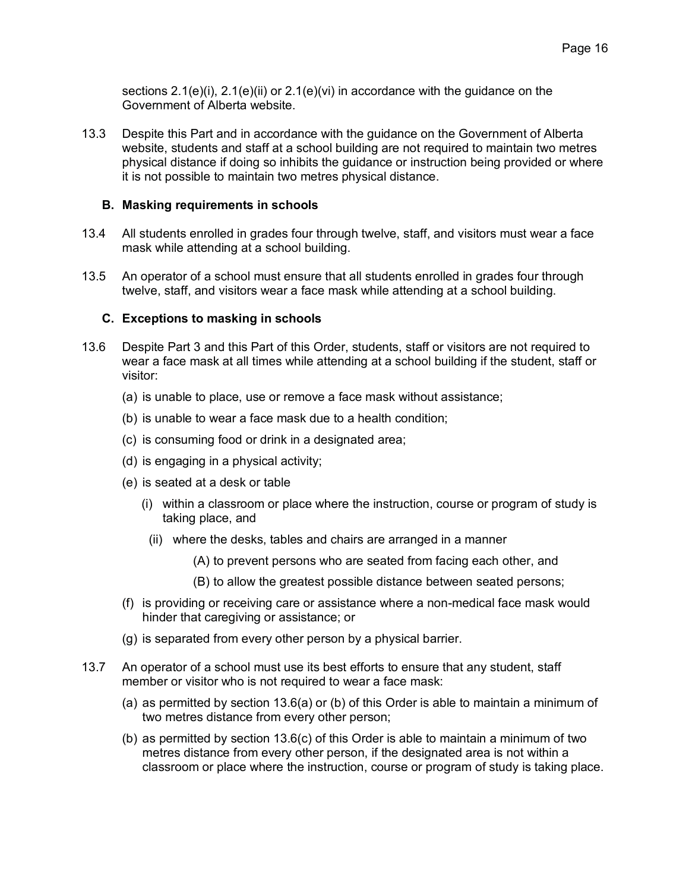sections 2.1(e)(i), 2.1(e)(ii) or 2.1(e)(vi) in accordance with the guidance on the Government of Alberta website.

13.3 Despite this Part and in accordance with the guidance on the Government of Alberta website, students and staff at a school building are not required to maintain two metres physical distance if doing so inhibits the guidance or instruction being provided or where it is not possible to maintain two metres physical distance.

### B. Masking requirements in schools

13.4 All students enrolled in grades four through twelve, staff, and visitors must wear a face mask while attending at a school building.

13.5 An operator of a school must ensure that all students enrolled in grades four through twelve, staff, and visitors wear a face mask while attending at a school building.

### C. Exceptions to masking in schools

13.6 Despite Part 3 and this Part of this Order, students, staff or visitors are not required to wear a face mask at all times while attending at a school building if the student, staff or visitor:

- (a) is unable to place, use or remove a face mask without assistance;
- (b) is unable to wear a face mask due to a health condition;
- (c) is consuming food or drink in a designated area;
- (d) is engaging in a physical activity;
- (e) is seated at a desk or table
  - (i) within a classroom or place where the instruction, course or program of study is taking place, and
  - (ii) where the desks, tables and chairs are arranged in a manner
    - (A) to prevent persons who are seated from facing each other, and
    - (B) to allow the greatest possible distance between seated persons;
- (f) is providing or receiving care or assistance where a non-medical face mask would hinder that caregiving or assistance; or
- (g) is separated from every other person by a physical barrier.

13.7 An operator of a school must use its best efforts to ensure that any student, staff member or visitor who is not required to wear a face mask:

- (a) as permitted by section 13.6(a) or (b) of this Order is able to maintain a minimum of two metres distance from every other person;
- (b) as permitted by section 13.6(c) of this Order is able to maintain a minimum of two metres distance from every other person, if the designated area is not within a classroom or place where the instruction, course or program of study is taking place.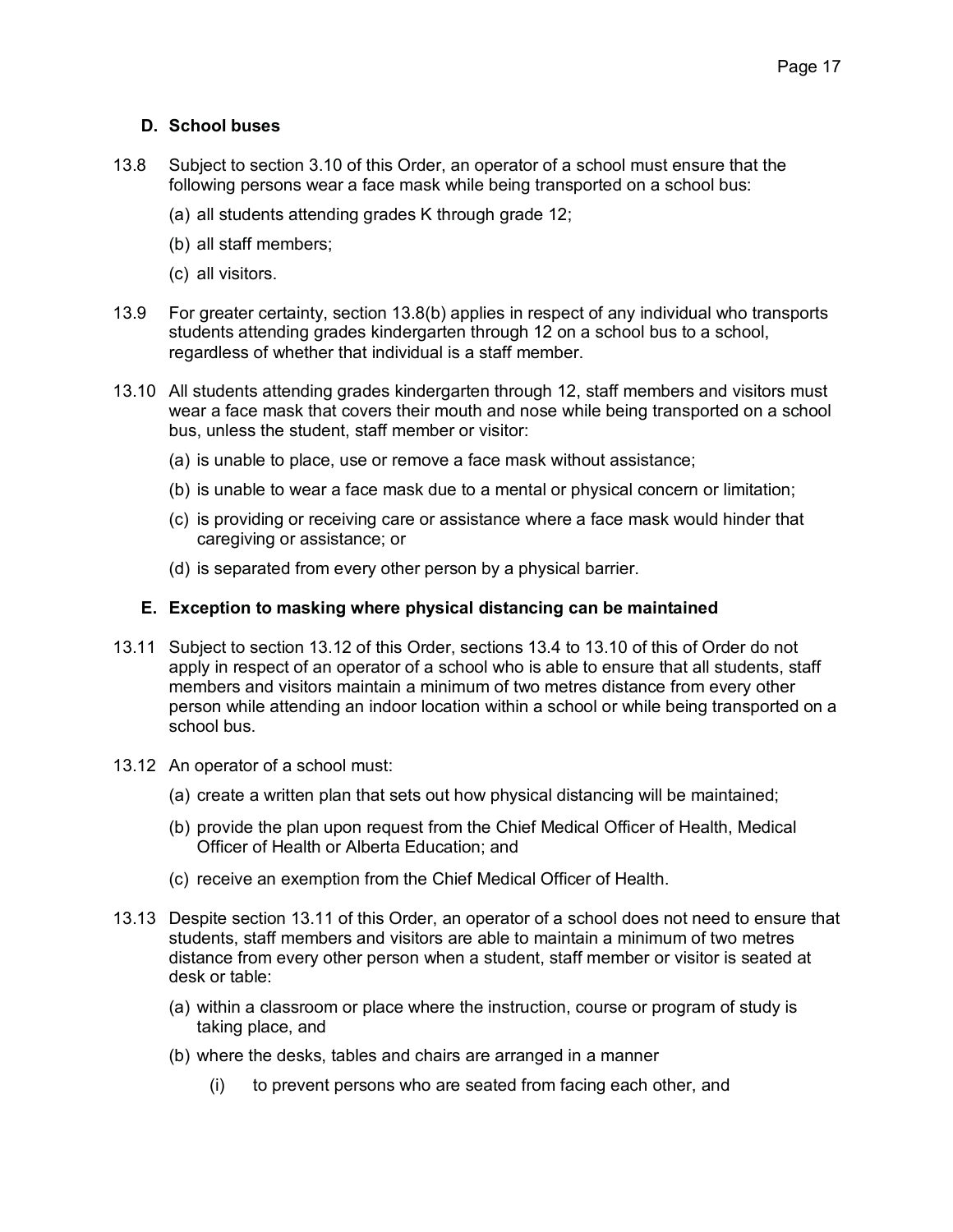### D. School buses

13.8 Subject to section 3.10 of this Order, an operator of a school must ensure that the following persons wear a face mask while being transported on a school bus:

(a) all students attending grades K through grade 12;

(b) all staff members;

(c) all visitors.

13.9 For greater certainty, section 13.8(b) applies in respect of any individual who transports students attending grades kindergarten through 12 on a school bus to a school, regardless of whether that individual is a staff member.

13.10 All students attending grades kindergarten through 12, staff members and visitors must wear a face mask that covers their mouth and nose while being transported on a school bus, unless the student, staff member or visitor:

(a) is unable to place, use or remove a face mask without assistance;

(b) is unable to wear a face mask due to a mental or physical concern or limitation;

(c) is providing or receiving care or assistance where a face mask would hinder that caregiving or assistance; or

(d) is separated from every other person by a physical barrier.

### E. Exception to masking where physical distancing can be maintained

13.11 Subject to section 13.12 of this Order, sections 13.4 to 13.10 of this of Order do not apply in respect of an operator of a school who is able to ensure that all students, staff members and visitors maintain a minimum of two metres distance from every other person while attending an indoor location within a school or while being transported on a school bus.

13.12 An operator of a school must:

(a) create a written plan that sets out how physical distancing will be maintained;

(b) provide the plan upon request from the Chief Medical Officer of Health, Medical Officer of Health or Alberta Education; and

(c) receive an exemption from the Chief Medical Officer of Health.

13.13 Despite section 13.11 of this Order, an operator of a school does not need to ensure that students, staff members and visitors are able to maintain a minimum of two metres distance from every other person when a student, staff member or visitor is seated at desk or table:

(a) within a classroom or place where the instruction, course or program of study is taking place, and

(b) where the desks, tables and chairs are arranged in a manner

(i) to prevent persons who are seated from facing each other, and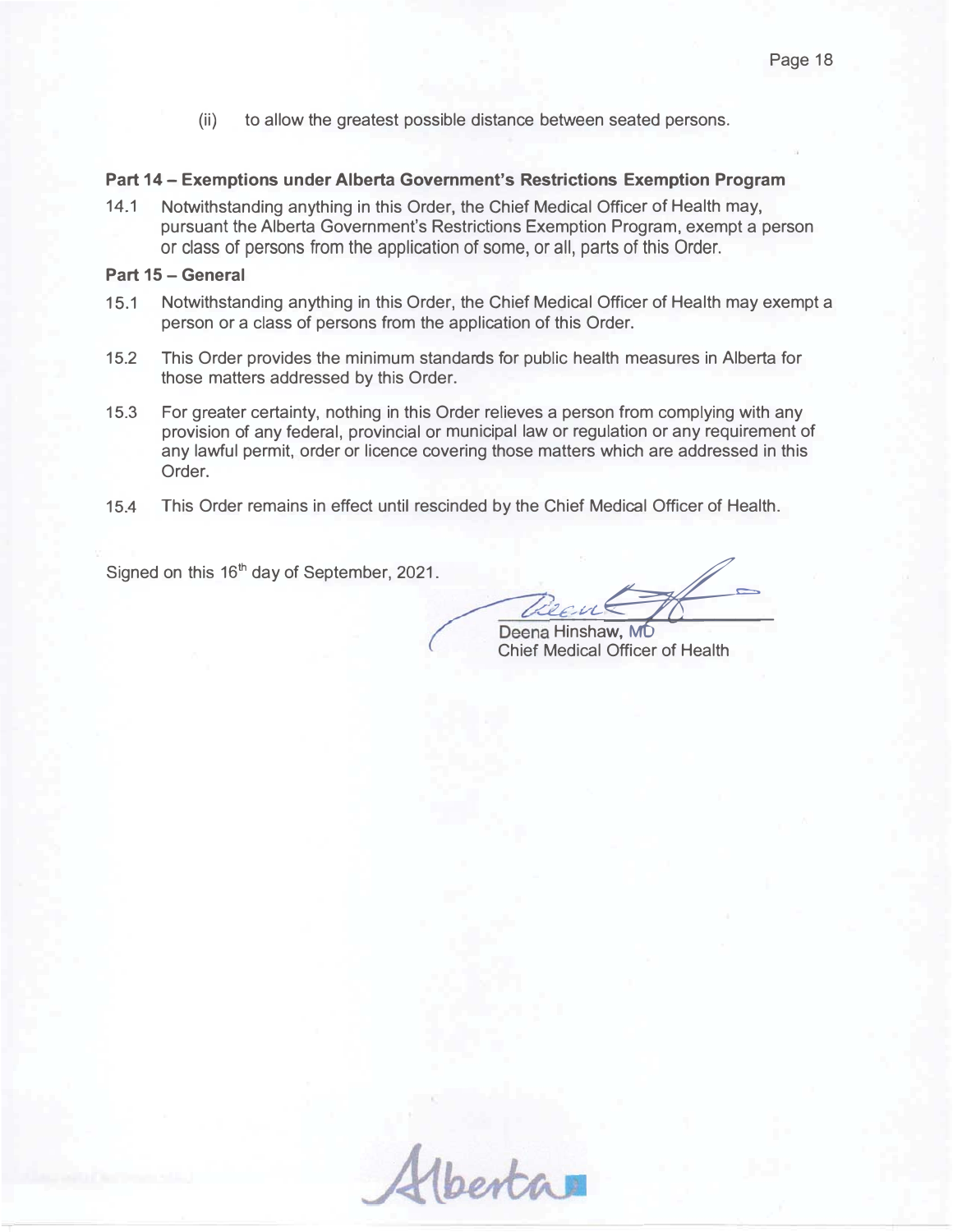(ii) to allow the greatest possible distance between seated persons.

**Part 14 – Exemptions under Alberta Government's Restrictions Exemption Program**

14.1 Notwithstanding anything in this Order, the Chief Medical Officer of Health may, pursuant the Alberta Government's Restrictions Exemption Program, exempt a person or class of persons from the application of some, or all, parts of this Order.

**Part 15 – General**

15.1 Notwithstanding anything in this Order, the Chief Medical Officer of Health may exempt a person or a class of persons from the application of this Order.

15.2 This Order provides the minimum standards for public health measures in Alberta for those matters addressed by this Order.

15.3 For greater certainty, nothing in this Order relieves a person from complying with any provision of any federal, provincial or municipal law or regulation or any requirement of any lawful permit, order or licence covering those matters which are addressed in this Order.

15.4 This Order remains in effect until rescinded by the Chief Medical Officer of Health.

Signed on this 16th day of September, 2021.

Deena Hinshaw, MD
Chief Medical Officer of Health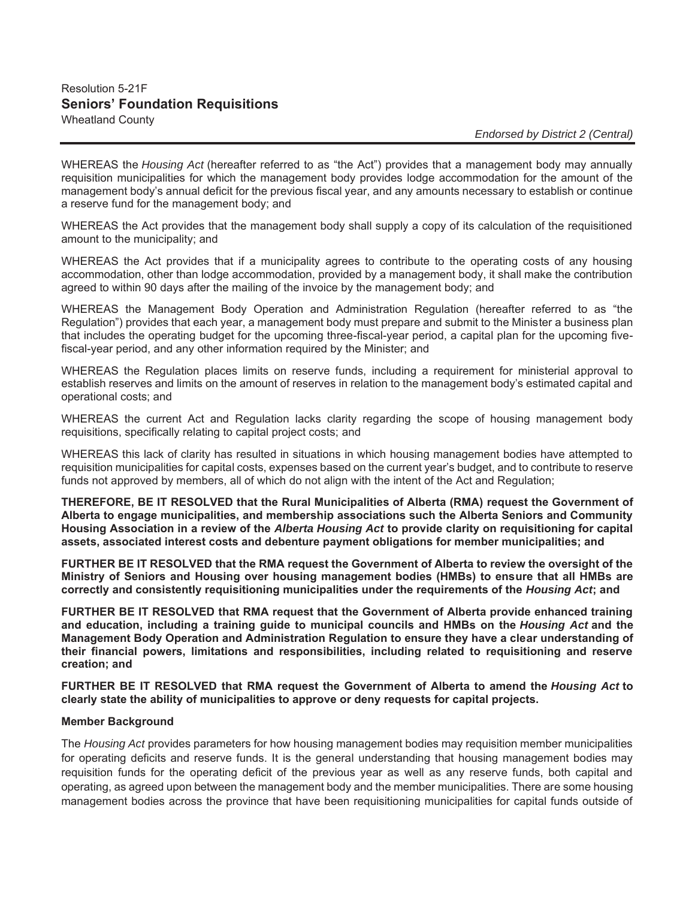Resolution 5-21F

## Seniors' Foundation Requisitions

Wheatland County

*Endorsed by District 2 (Central)*

WHEREAS the *Housing Act* (hereafter referred to as "the Act") provides that a management body may annually requisition municipalities for which the management body provides lodge accommodation for the amount of the management body's annual deficit for the previous fiscal year, and any amounts necessary to establish or continue a reserve fund for the management body; and

WHEREAS the Act provides that the management body shall supply a copy of its calculation of the requisitioned amount to the municipality; and

WHEREAS the Act provides that if a municipality agrees to contribute to the operating costs of any housing accommodation, other than lodge accommodation, provided by a management body, it shall make the contribution agreed to within 90 days after the mailing of the invoice by the management body; and

WHEREAS the Management Body Operation and Administration Regulation (hereafter referred to as "the Regulation") provides that each year, a management body must prepare and submit to the Minister a business plan that includes the operating budget for the upcoming three-fiscal-year period, a capital plan for the upcoming five-fiscal-year period, and any other information required by the Minister; and

WHEREAS the Regulation places limits on reserve funds, including a requirement for ministerial approval to establish reserves and limits on the amount of reserves in relation to the management body's estimated capital and operational costs; and

WHEREAS the current Act and Regulation lacks clarity regarding the scope of housing management body requisitions, specifically relating to capital project costs; and

WHEREAS this lack of clarity has resulted in situations in which housing management bodies have attempted to requisition municipalities for capital costs, expenses based on the current year's budget, and to contribute to reserve funds not approved by members, all of which do not align with the intent of the Act and Regulation;

**THEREFORE, BE IT RESOLVED that the Rural Municipalities of Alberta (RMA) request the Government of Alberta to engage municipalities, and membership associations such the Alberta Seniors and Community Housing Association in a review of the *Alberta Housing Act* to provide clarity on requisitioning for capital assets, associated interest costs and debenture payment obligations for member municipalities; and**

**FURTHER BE IT RESOLVED that the RMA request the Government of Alberta to review the oversight of the Ministry of Seniors and Housing over housing management bodies (HMBs) to ensure that all HMBs are correctly and consistently requisitioning municipalities under the requirements of the *Housing Act*; and**

**FURTHER BE IT RESOLVED that RMA request that the Government of Alberta provide enhanced training and education, including a training guide to municipal councils and HMBs on the *Housing Act* and the Management Body Operation and Administration Regulation to ensure they have a clear understanding of their financial powers, limitations and responsibilities, including related to requisitioning and reserve creation; and**

**FURTHER BE IT RESOLVED that RMA request the Government of Alberta to amend the *Housing Act* to clearly state the ability of municipalities to approve or deny requests for capital projects.**

**Member Background**

The *Housing Act* provides parameters for how housing management bodies may requisition member municipalities for operating deficits and reserve funds. It is the general understanding that housing management bodies may requisition funds for the operating deficit of the previous year as well as any reserve funds, both capital and operating, as agreed upon between the management body and the member municipalities. There are some housing management bodies across the province that have been requisitioning municipalities for capital funds outside of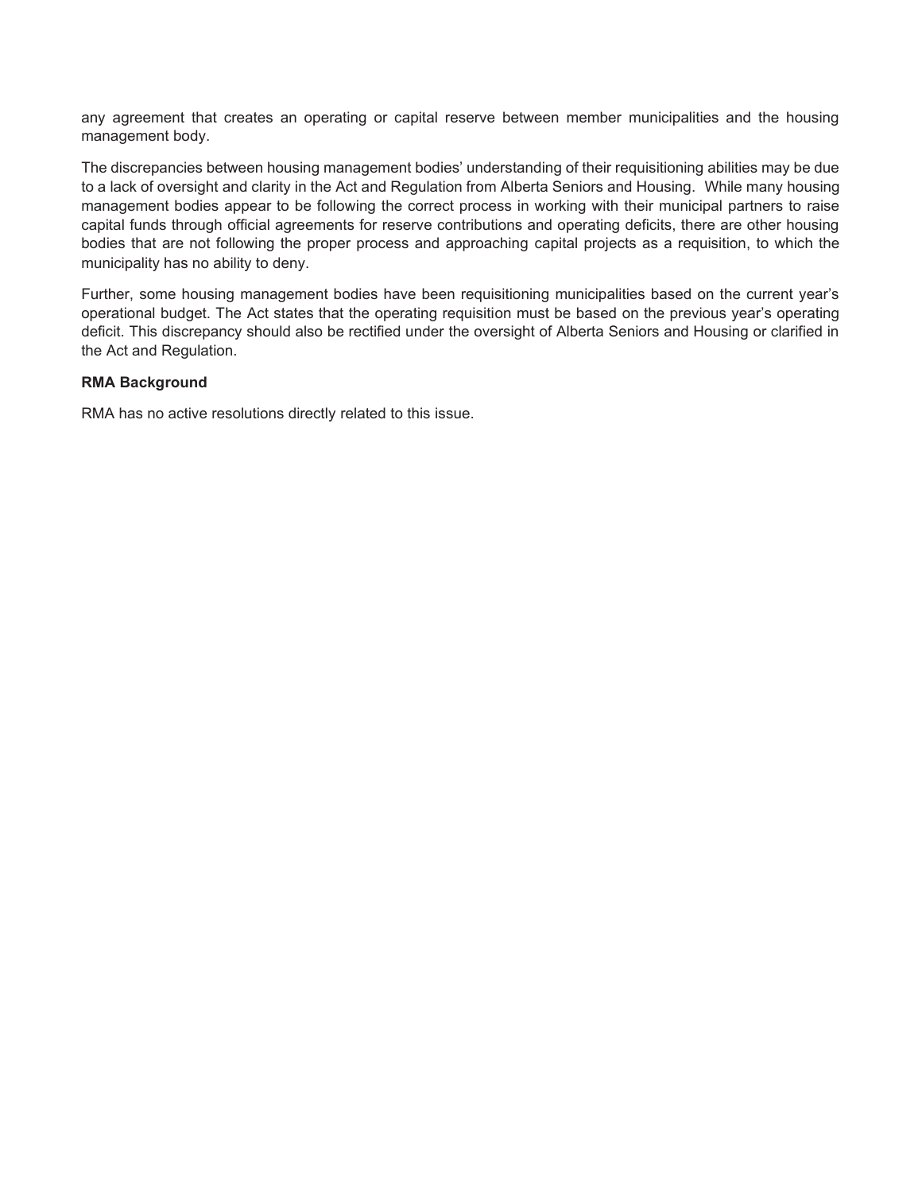any agreement that creates an operating or capital reserve between member municipalities and the housing management body.

The discrepancies between housing management bodies' understanding of their requisitioning abilities may be due to a lack of oversight and clarity in the Act and Regulation from Alberta Seniors and Housing. While many housing management bodies appear to be following the correct process in working with their municipal partners to raise capital funds through official agreements for reserve contributions and operating deficits, there are other housing bodies that are not following the proper process and approaching capital projects as a requisition, to which the municipality has no ability to deny.

Further, some housing management bodies have been requisitioning municipalities based on the current year's operational budget. The Act states that the operating requisition must be based on the previous year's operating deficit. This discrepancy should also be rectified under the oversight of Alberta Seniors and Housing or clarified in the Act and Regulation.

**RMA Background**

RMA has no active resolutions directly related to this issue.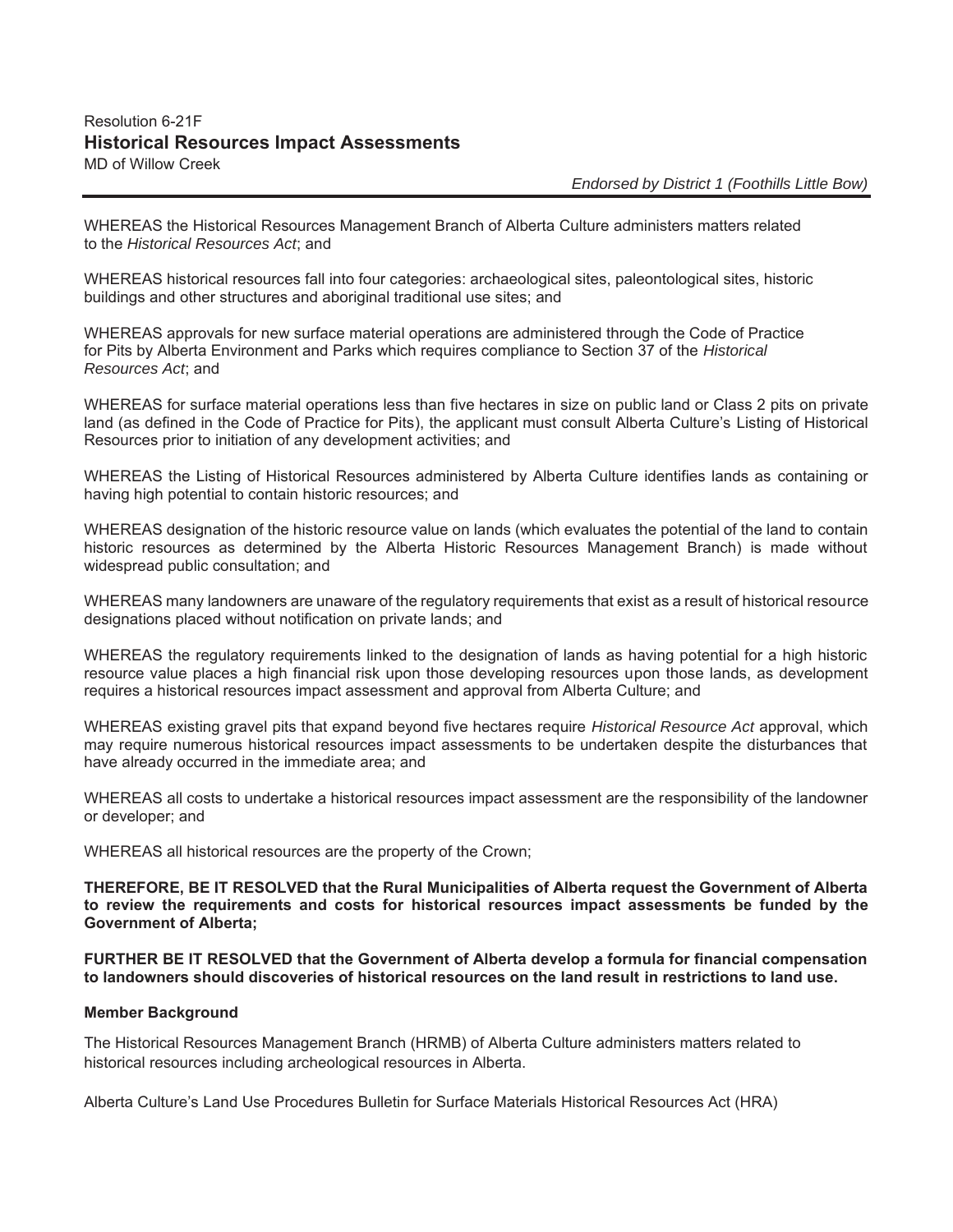Resolution 6-21F

## Historical Resources Impact Assessments

MD of Willow Creek

*Endorsed by District 1 (Foothills Little Bow)*

---

WHEREAS the Historical Resources Management Branch of Alberta Culture administers matters related to the *Historical Resources Act*; and

WHEREAS historical resources fall into four categories: archaeological sites, paleontological sites, historic buildings and other structures and aboriginal traditional use sites; and

WHEREAS approvals for new surface material operations are administered through the Code of Practice for Pits by Alberta Environment and Parks which requires compliance to Section 37 of the *Historical Resources Act*; and

WHEREAS for surface material operations less than five hectares in size on public land or Class 2 pits on private land (as defined in the Code of Practice for Pits), the applicant must consult Alberta Culture's Listing of Historical Resources prior to initiation of any development activities; and

WHEREAS the Listing of Historical Resources administered by Alberta Culture identifies lands as containing or having high potential to contain historic resources; and

WHEREAS designation of the historic resource value on lands (which evaluates the potential of the land to contain historic resources as determined by the Alberta Historic Resources Management Branch) is made without widespread public consultation; and

WHEREAS many landowners are unaware of the regulatory requirements that exist as a result of historical resource designations placed without notification on private lands; and

WHEREAS the regulatory requirements linked to the designation of lands as having potential for a high historic resource value places a high financial risk upon those developing resources upon those lands, as development requires a historical resources impact assessment and approval from Alberta Culture; and

WHEREAS existing gravel pits that expand beyond five hectares require *Historical Resource Act* approval, which may require numerous historical resources impact assessments to be undertaken despite the disturbances that have already occurred in the immediate area; and

WHEREAS all costs to undertake a historical resources impact assessment are the responsibility of the landowner or developer; and

WHEREAS all historical resources are the property of the Crown;

**THEREFORE, BE IT RESOLVED that the Rural Municipalities of Alberta request the Government of Alberta to review the requirements and costs for historical resources impact assessments be funded by the Government of Alberta;**

**FURTHER BE IT RESOLVED that the Government of Alberta develop a formula for financial compensation to landowners should discoveries of historical resources on the land result in restrictions to land use.**

**Member Background**

The Historical Resources Management Branch (HRMB) of Alberta Culture administers matters related to historical resources including archeological resources in Alberta.

Alberta Culture's Land Use Procedures Bulletin for Surface Materials Historical Resources Act (HRA)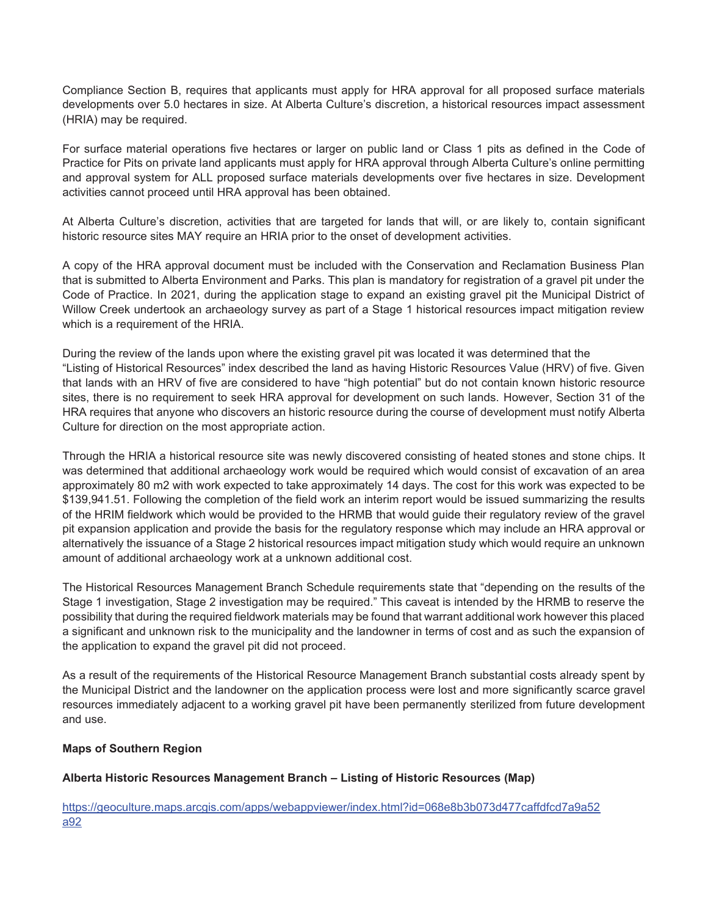Compliance Section B, requires that applicants must apply for HRA approval for all proposed surface materials developments over 5.0 hectares in size. At Alberta Culture's discretion, a historical resources impact assessment (HRIA) may be required.

For surface material operations five hectares or larger on public land or Class 1 pits as defined in the Code of Practice for Pits on private land applicants must apply for HRA approval through Alberta Culture's online permitting and approval system for ALL proposed surface materials developments over five hectares in size. Development activities cannot proceed until HRA approval has been obtained.

At Alberta Culture's discretion, activities that are targeted for lands that will, or are likely to, contain significant historic resource sites MAY require an HRIA prior to the onset of development activities.

A copy of the HRA approval document must be included with the Conservation and Reclamation Business Plan that is submitted to Alberta Environment and Parks. This plan is mandatory for registration of a gravel pit under the Code of Practice. In 2021, during the application stage to expand an existing gravel pit the Municipal District of Willow Creek undertook an archaeology survey as part of a Stage 1 historical resources impact mitigation review which is a requirement of the HRIA.

During the review of the lands upon where the existing gravel pit was located it was determined that the "Listing of Historical Resources" index described the land as having Historic Resources Value (HRV) of five. Given that lands with an HRV of five are considered to have "high potential" but do not contain known historic resource sites, there is no requirement to seek HRA approval for development on such lands. However, Section 31 of the HRA requires that anyone who discovers an historic resource during the course of development must notify Alberta Culture for direction on the most appropriate action.

Through the HRIA a historical resource site was newly discovered consisting of heated stones and stone chips. It was determined that additional archaeology work would be required which would consist of excavation of an area approximately 80 m2 with work expected to take approximately 14 days. The cost for this work was expected to be $139,941.51. Following the completion of the field work an interim report would be issued summarizing the results of the HRIM fieldwork which would be provided to the HRMB that would guide their regulatory review of the gravel pit expansion application and provide the basis for the regulatory response which may include an HRA approval or alternatively the issuance of a Stage 2 historical resources impact mitigation study which would require an unknown amount of additional archaeology work at a unknown additional cost.

The Historical Resources Management Branch Schedule requirements state that "depending on the results of the Stage 1 investigation, Stage 2 investigation may be required." This caveat is intended by the HRMB to reserve the possibility that during the required fieldwork materials may be found that warrant additional work however this placed a significant and unknown risk to the municipality and the landowner in terms of cost and as such the expansion of the application to expand the gravel pit did not proceed.

As a result of the requirements of the Historical Resource Management Branch substantial costs already spent by the Municipal District and the landowner on the application process were lost and more significantly scarce gravel resources immediately adjacent to a working gravel pit have been permanently sterilized from future development and use.

**Maps of Southern Region**

**Alberta Historic Resources Management Branch – Listing of Historic Resources (Map)**

https://geoculture.maps.arcgis.com/apps/webappviewer/index.html?id=068e8b3b073d477caffdfcd7a9a52a92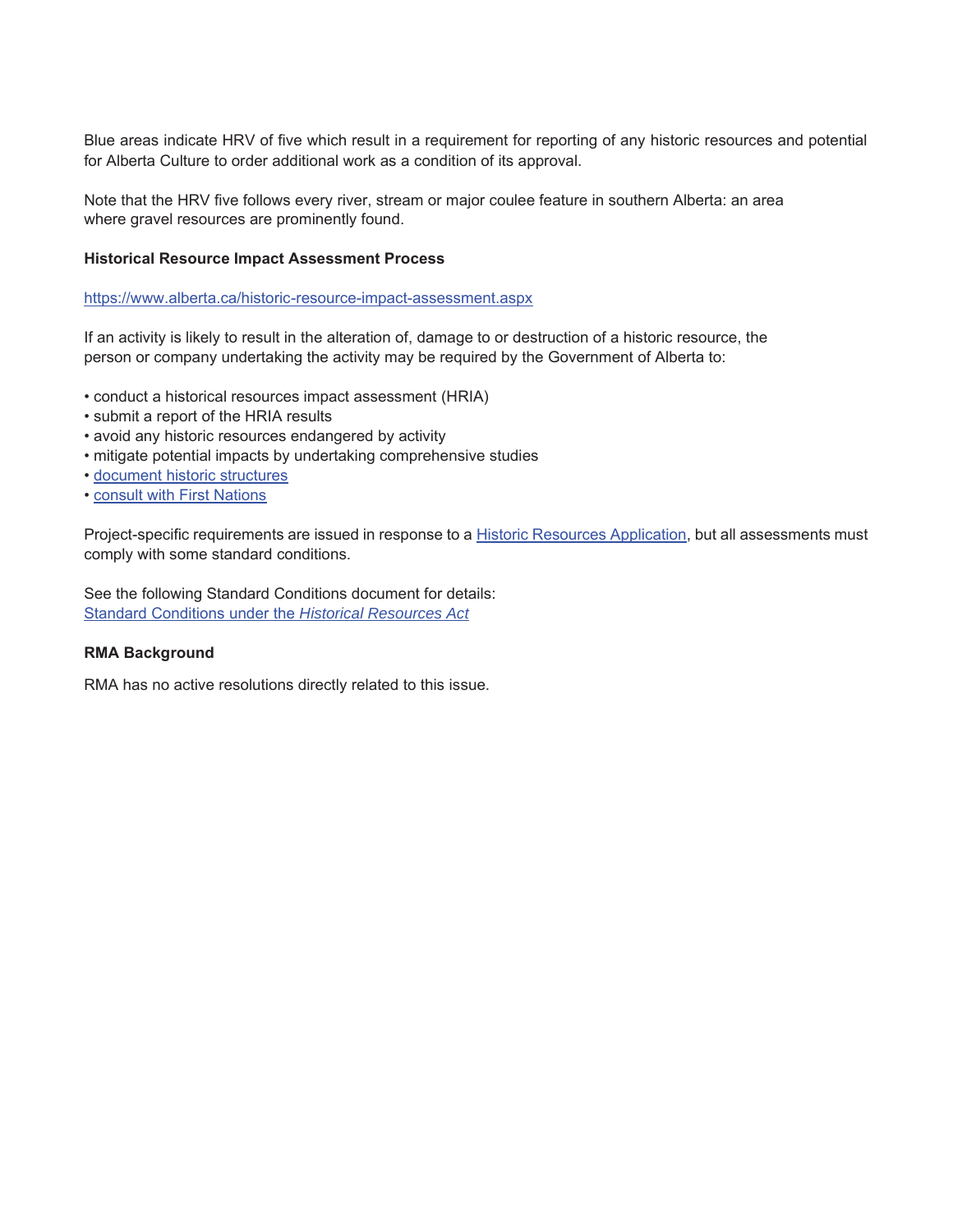Blue areas indicate HRV of five which result in a requirement for reporting of any historic resources and potential for Alberta Culture to order additional work as a condition of its approval.

Note that the HRV five follows every river, stream or major coulee feature in southern Alberta: an area where gravel resources are prominently found.

**Historical Resource Impact Assessment Process**

[https://www.alberta.ca/historic-resource-impact-assessment.aspx](https://www.alberta.ca/historic-resource-impact-assessment.aspx)

If an activity is likely to result in the alteration of, damage to or destruction of a historic resource, the person or company undertaking the activity may be required by the Government of Alberta to:

- conduct a historical resources impact assessment (HRIA)
- submit a report of the HRIA results
- avoid any historic resources endangered by activity
- mitigate potential impacts by undertaking comprehensive studies
- document historic structures
- consult with First Nations

Project-specific requirements are issued in response to a Historic Resources Application, but all assessments must comply with some standard conditions.

See the following Standard Conditions document for details:
Standard Conditions under the *Historical Resources Act*

**RMA Background**

RMA has no active resolutions directly related to this issue.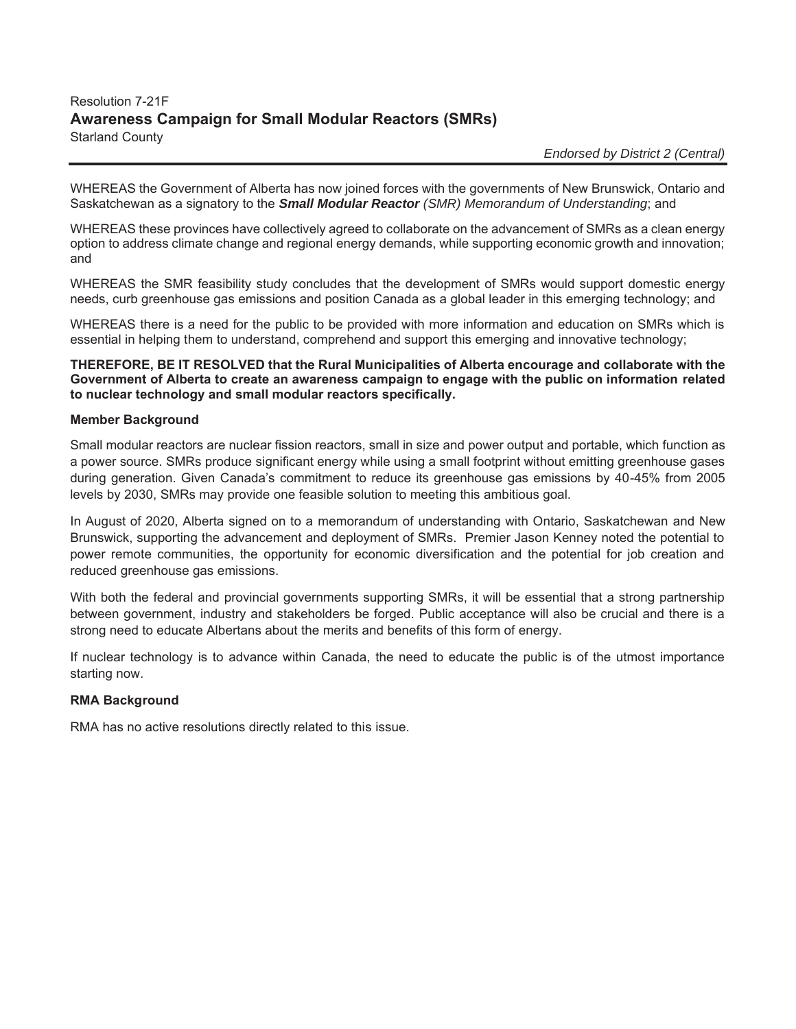Resolution 7-21F

## Awareness Campaign for Small Modular Reactors (SMRs)

Starland County

*Endorsed by District 2 (Central)*

---

WHEREAS the Government of Alberta has now joined forces with the governments of New Brunswick, Ontario and Saskatchewan as a signatory to the ***Small Modular Reactor** (SMR) Memorandum of Understanding*; and

WHEREAS these provinces have collectively agreed to collaborate on the advancement of SMRs as a clean energy option to address climate change and regional energy demands, while supporting economic growth and innovation; and

WHEREAS the SMR feasibility study concludes that the development of SMRs would support domestic energy needs, curb greenhouse gas emissions and position Canada as a global leader in this emerging technology; and

WHEREAS there is a need for the public to be provided with more information and education on SMRs which is essential in helping them to understand, comprehend and support this emerging and innovative technology;

**THEREFORE, BE IT RESOLVED that the Rural Municipalities of Alberta encourage and collaborate with the Government of Alberta to create an awareness campaign to engage with the public on information related to nuclear technology and small modular reactors specifically.**

### Member Background

Small modular reactors are nuclear fission reactors, small in size and power output and portable, which function as a power source. SMRs produce significant energy while using a small footprint without emitting greenhouse gases during generation. Given Canada's commitment to reduce its greenhouse gas emissions by 40-45% from 2005 levels by 2030, SMRs may provide one feasible solution to meeting this ambitious goal.

In August of 2020, Alberta signed on to a memorandum of understanding with Ontario, Saskatchewan and New Brunswick, supporting the advancement and deployment of SMRs. Premier Jason Kenney noted the potential to power remote communities, the opportunity for economic diversification and the potential for job creation and reduced greenhouse gas emissions.

With both the federal and provincial governments supporting SMRs, it will be essential that a strong partnership between government, industry and stakeholders be forged. Public acceptance will also be crucial and there is a strong need to educate Albertans about the merits and benefits of this form of energy.

If nuclear technology is to advance within Canada, the need to educate the public is of the utmost importance starting now.

### RMA Background

RMA has no active resolutions directly related to this issue.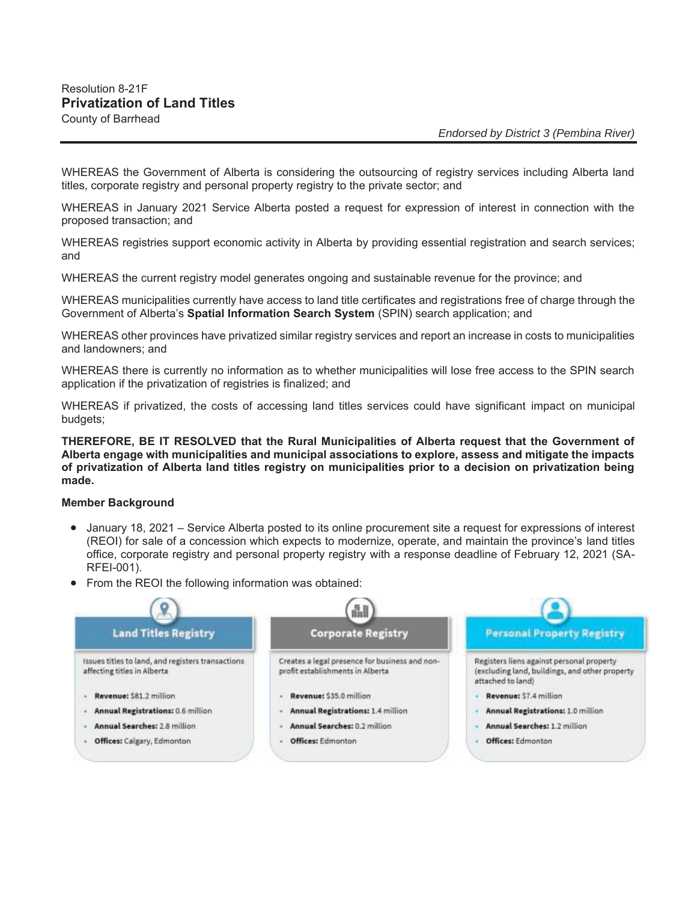Resolution 8-21F

## Privatization of Land Titles

County of Barrhead

*Endorsed by District 3 (Pembina River)*

---

WHEREAS the Government of Alberta is considering the outsourcing of registry services including Alberta land titles, corporate registry and personal property registry to the private sector; and

WHEREAS in January 2021 Service Alberta posted a request for expression of interest in connection with the proposed transaction; and

WHEREAS registries support economic activity in Alberta by providing essential registration and search services; and

WHEREAS the current registry model generates ongoing and sustainable revenue for the province; and

WHEREAS municipalities currently have access to land title certificates and registrations free of charge through the Government of Alberta's **Spatial Information Search System** (SPIN) search application; and

WHEREAS other provinces have privatized similar registry services and report an increase in costs to municipalities and landowners; and

WHEREAS there is currently no information as to whether municipalities will lose free access to the SPIN search application if the privatization of registries is finalized; and

WHEREAS if privatized, the costs of accessing land titles services could have significant impact on municipal budgets;

**THEREFORE, BE IT RESOLVED that the Rural Municipalities of Alberta request that the Government of Alberta engage with municipalities and municipal associations to explore, assess and mitigate the impacts of privatization of Alberta land titles registry on municipalities prior to a decision on privatization being made.**

**Member Background**

- January 18, 2021 – Service Alberta posted to its online procurement site a request for expressions of interest (REOI) for sale of a concession which expects to modernize, operate, and maintain the province's land titles office, corporate registry and personal property registry with a response deadline of February 12, 2021 (SA-RFEI-001).
- From the REOI the following information was obtained:

**Land Titles Registry**

Issues titles to land, and registers transactions affecting titles in Alberta

- **Revenue:** $81.2 million
- **Annual Registrations:** 0.6 million
- **Annual Searches:** 2.8 million
- **Offices:** Calgary, Edmonton

**Corporate Registry**

Creates a legal presence for business and non-profit establishments in Alberta

- **Revenue:** $35.0 million
- **Annual Registrations:** 1.4 million
- **Annual Searches:** 0.2 million
- **Offices:** Edmonton

**Personal Property Registry**

Registers liens against personal property (excluding land, buildings, and other property attached to land)

- **Revenue:** $7.4 million
- **Annual Registrations:** 1.0 million
- **Annual Searches:** 1.2 million
- **Offices:** Edmonton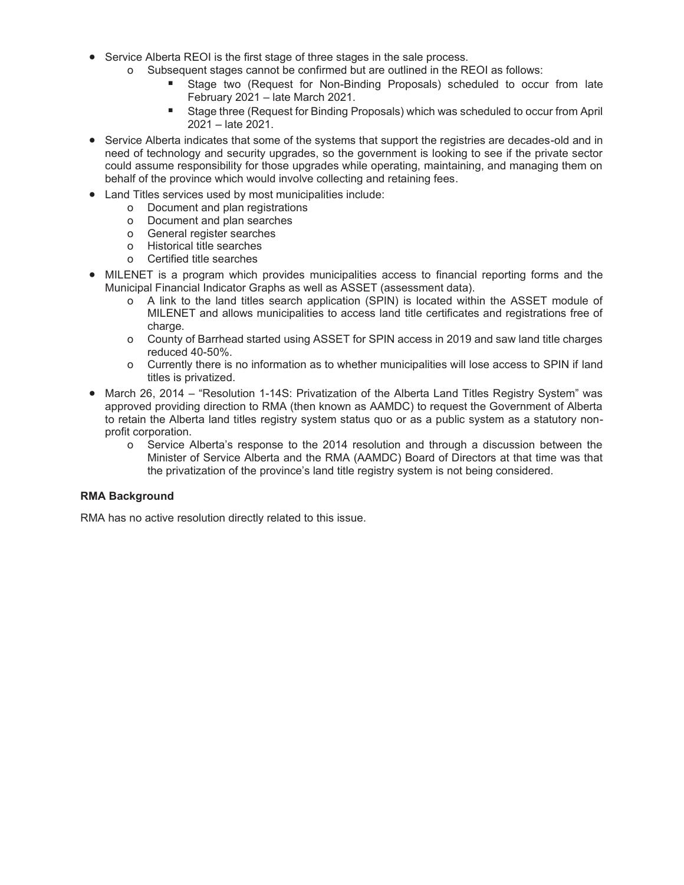- Service Alberta REOI is the first stage of three stages in the sale process.
  - Subsequent stages cannot be confirmed but are outlined in the REOI as follows:
    - Stage two (Request for Non-Binding Proposals) scheduled to occur from late February 2021 – late March 2021.
    - Stage three (Request for Binding Proposals) which was scheduled to occur from April 2021 – late 2021.
- Service Alberta indicates that some of the systems that support the registries are decades-old and in need of technology and security upgrades, so the government is looking to see if the private sector could assume responsibility for those upgrades while operating, maintaining, and managing them on behalf of the province which would involve collecting and retaining fees.
- Land Titles services used by most municipalities include:
  - Document and plan registrations
  - Document and plan searches
  - General register searches
  - Historical title searches
  - Certified title searches
- MILENET is a program which provides municipalities access to financial reporting forms and the Municipal Financial Indicator Graphs as well as ASSET (assessment data).
  - A link to the land titles search application (SPIN) is located within the ASSET module of MILENET and allows municipalities to access land title certificates and registrations free of charge.
  - County of Barrhead started using ASSET for SPIN access in 2019 and saw land title charges reduced 40-50%.
  - Currently there is no information as to whether municipalities will lose access to SPIN if land titles is privatized.
- March 26, 2014 – "Resolution 1-14S: Privatization of the Alberta Land Titles Registry System" was approved providing direction to RMA (then known as AAMDC) to request the Government of Alberta to retain the Alberta land titles registry system status quo or as a public system as a statutory non-profit corporation.
  - Service Alberta's response to the 2014 resolution and through a discussion between the Minister of Service Alberta and the RMA (AAMDC) Board of Directors at that time was that the privatization of the province's land title registry system is not being considered.

**RMA Background**

RMA has no active resolution directly related to this issue.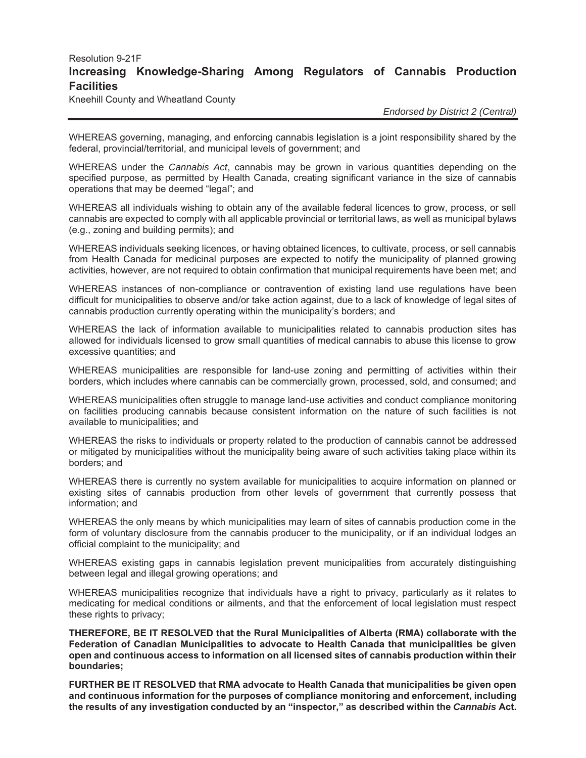Resolution 9-21F

## Increasing Knowledge-Sharing Among Regulators of Cannabis Production Facilities

Kneehill County and Wheatland County

*Endorsed by District 2 (Central)*

---

WHEREAS governing, managing, and enforcing cannabis legislation is a joint responsibility shared by the federal, provincial/territorial, and municipal levels of government; and

WHEREAS under the *Cannabis Act*, cannabis may be grown in various quantities depending on the specified purpose, as permitted by Health Canada, creating significant variance in the size of cannabis operations that may be deemed "legal"; and

WHEREAS all individuals wishing to obtain any of the available federal licences to grow, process, or sell cannabis are expected to comply with all applicable provincial or territorial laws, as well as municipal bylaws (e.g., zoning and building permits); and

WHEREAS individuals seeking licences, or having obtained licences, to cultivate, process, or sell cannabis from Health Canada for medicinal purposes are expected to notify the municipality of planned growing activities, however, are not required to obtain confirmation that municipal requirements have been met; and

WHEREAS instances of non-compliance or contravention of existing land use regulations have been difficult for municipalities to observe and/or take action against, due to a lack of knowledge of legal sites of cannabis production currently operating within the municipality's borders; and

WHEREAS the lack of information available to municipalities related to cannabis production sites has allowed for individuals licensed to grow small quantities of medical cannabis to abuse this license to grow excessive quantities; and

WHEREAS municipalities are responsible for land-use zoning and permitting of activities within their borders, which includes where cannabis can be commercially grown, processed, sold, and consumed; and

WHEREAS municipalities often struggle to manage land-use activities and conduct compliance monitoring on facilities producing cannabis because consistent information on the nature of such facilities is not available to municipalities; and

WHEREAS the risks to individuals or property related to the production of cannabis cannot be addressed or mitigated by municipalities without the municipality being aware of such activities taking place within its borders; and

WHEREAS there is currently no system available for municipalities to acquire information on planned or existing sites of cannabis production from other levels of government that currently possess that information; and

WHEREAS the only means by which municipalities may learn of sites of cannabis production come in the form of voluntary disclosure from the cannabis producer to the municipality, or if an individual lodges an official complaint to the municipality; and

WHEREAS existing gaps in cannabis legislation prevent municipalities from accurately distinguishing between legal and illegal growing operations; and

WHEREAS municipalities recognize that individuals have a right to privacy, particularly as it relates to medicating for medical conditions or ailments, and that the enforcement of local legislation must respect these rights to privacy;

**THEREFORE, BE IT RESOLVED that the Rural Municipalities of Alberta (RMA) collaborate with the Federation of Canadian Municipalities to advocate to Health Canada that municipalities be given open and continuous access to information on all licensed sites of cannabis production within their boundaries;**

**FURTHER BE IT RESOLVED that RMA advocate to Health Canada that municipalities be given open and continuous information for the purposes of compliance monitoring and enforcement, including the results of any investigation conducted by an "inspector," as described within the *Cannabis* Act.**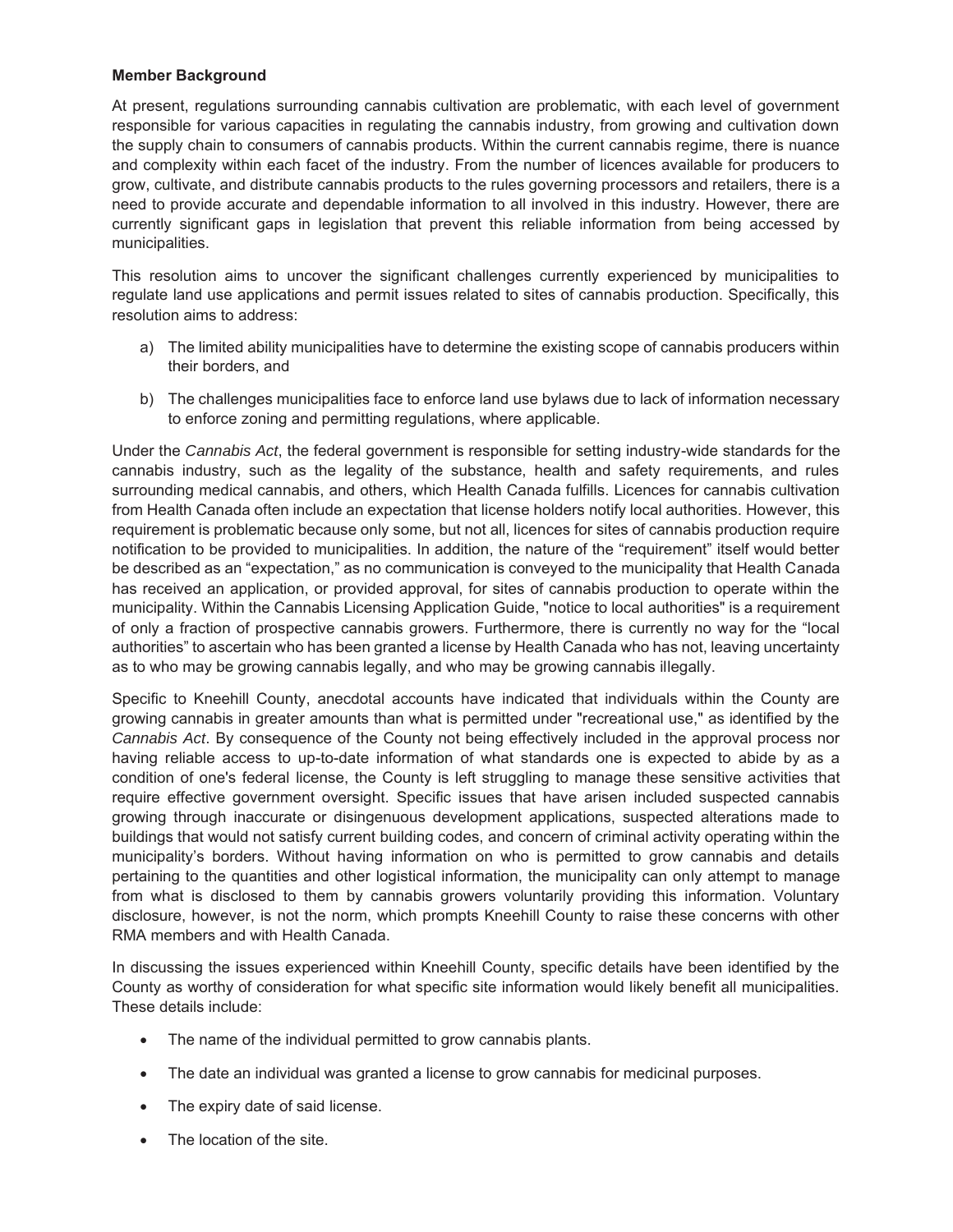**Member Background**

At present, regulations surrounding cannabis cultivation are problematic, with each level of government responsible for various capacities in regulating the cannabis industry, from growing and cultivation down the supply chain to consumers of cannabis products. Within the current cannabis regime, there is nuance and complexity within each facet of the industry. From the number of licences available for producers to grow, cultivate, and distribute cannabis products to the rules governing processors and retailers, there is a need to provide accurate and dependable information to all involved in this industry. However, there are currently significant gaps in legislation that prevent this reliable information from being accessed by municipalities.

This resolution aims to uncover the significant challenges currently experienced by municipalities to regulate land use applications and permit issues related to sites of cannabis production. Specifically, this resolution aims to address:

a) The limited ability municipalities have to determine the existing scope of cannabis producers within their borders, and

b) The challenges municipalities face to enforce land use bylaws due to lack of information necessary to enforce zoning and permitting regulations, where applicable.

Under the *Cannabis Act*, the federal government is responsible for setting industry-wide standards for the cannabis industry, such as the legality of the substance, health and safety requirements, and rules surrounding medical cannabis, and others, which Health Canada fulfills. Licences for cannabis cultivation from Health Canada often include an expectation that license holders notify local authorities. However, this requirement is problematic because only some, but not all, licences for sites of cannabis production require notification to be provided to municipalities. In addition, the nature of the "requirement" itself would better be described as an "expectation," as no communication is conveyed to the municipality that Health Canada has received an application, or provided approval, for sites of cannabis production to operate within the municipality. Within the Cannabis Licensing Application Guide, "notice to local authorities" is a requirement of only a fraction of prospective cannabis growers. Furthermore, there is currently no way for the "local authorities" to ascertain who has been granted a license by Health Canada who has not, leaving uncertainty as to who may be growing cannabis legally, and who may be growing cannabis illegally.

Specific to Kneehill County, anecdotal accounts have indicated that individuals within the County are growing cannabis in greater amounts than what is permitted under "recreational use," as identified by the *Cannabis Act*. By consequence of the County not being effectively included in the approval process nor having reliable access to up-to-date information of what standards one is expected to abide by as a condition of one's federal license, the County is left struggling to manage these sensitive activities that require effective government oversight. Specific issues that have arisen included suspected cannabis growing through inaccurate or disingenuous development applications, suspected alterations made to buildings that would not satisfy current building codes, and concern of criminal activity operating within the municipality's borders. Without having information on who is permitted to grow cannabis and details pertaining to the quantities and other logistical information, the municipality can only attempt to manage from what is disclosed to them by cannabis growers voluntarily providing this information. Voluntary disclosure, however, is not the norm, which prompts Kneehill County to raise these concerns with other RMA members and with Health Canada.

In discussing the issues experienced within Kneehill County, specific details have been identified by the County as worthy of consideration for what specific site information would likely benefit all municipalities. These details include:

- The name of the individual permitted to grow cannabis plants.
- The date an individual was granted a license to grow cannabis for medicinal purposes.
- The expiry date of said license.
- The location of the site.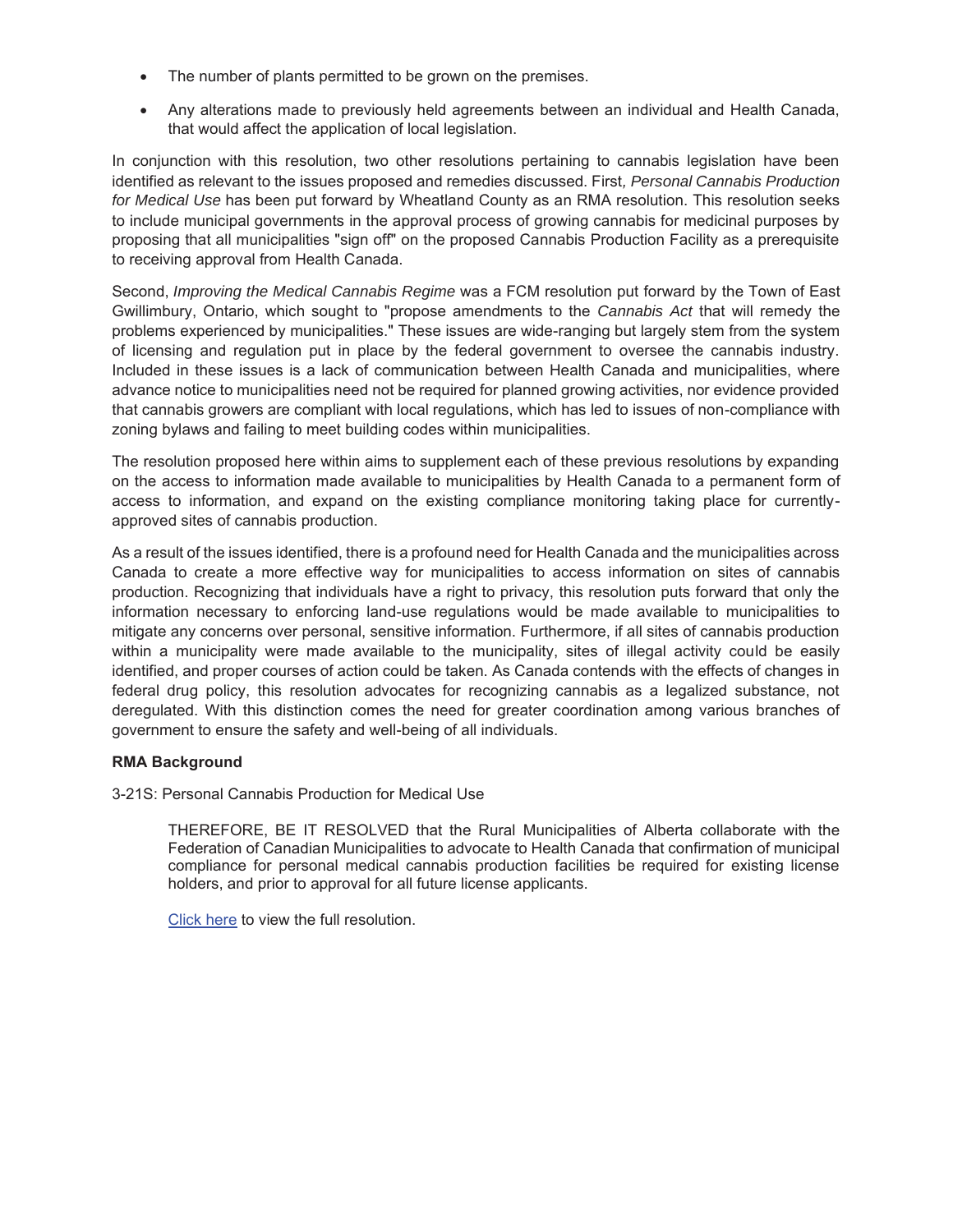- The number of plants permitted to be grown on the premises.
- Any alterations made to previously held agreements between an individual and Health Canada, that would affect the application of local legislation.

In conjunction with this resolution, two other resolutions pertaining to cannabis legislation have been identified as relevant to the issues proposed and remedies discussed. First*, Personal Cannabis Production for Medical Use* has been put forward by Wheatland County as an RMA resolution. This resolution seeks to include municipal governments in the approval process of growing cannabis for medicinal purposes by proposing that all municipalities "sign off" on the proposed Cannabis Production Facility as a prerequisite to receiving approval from Health Canada.

Second, *Improving the Medical Cannabis Regime* was a FCM resolution put forward by the Town of East Gwillimbury, Ontario, which sought to "propose amendments to the *Cannabis Act* that will remedy the problems experienced by municipalities." These issues are wide-ranging but largely stem from the system of licensing and regulation put in place by the federal government to oversee the cannabis industry. Included in these issues is a lack of communication between Health Canada and municipalities, where advance notice to municipalities need not be required for planned growing activities, nor evidence provided that cannabis growers are compliant with local regulations, which has led to issues of non-compliance with zoning bylaws and failing to meet building codes within municipalities.

The resolution proposed here within aims to supplement each of these previous resolutions by expanding on the access to information made available to municipalities by Health Canada to a permanent form of access to information, and expand on the existing compliance monitoring taking place for currently-approved sites of cannabis production.

As a result of the issues identified, there is a profound need for Health Canada and the municipalities across Canada to create a more effective way for municipalities to access information on sites of cannabis production. Recognizing that individuals have a right to privacy, this resolution puts forward that only the information necessary to enforcing land-use regulations would be made available to municipalities to mitigate any concerns over personal, sensitive information. Furthermore, if all sites of cannabis production within a municipality were made available to the municipality, sites of illegal activity could be easily identified, and proper courses of action could be taken. As Canada contends with the effects of changes in federal drug policy, this resolution advocates for recognizing cannabis as a legalized substance, not deregulated. With this distinction comes the need for greater coordination among various branches of government to ensure the safety and well-being of all individuals.

**RMA Background**

3-21S: Personal Cannabis Production for Medical Use

> THEREFORE, BE IT RESOLVED that the Rural Municipalities of Alberta collaborate with the Federation of Canadian Municipalities to advocate to Health Canada that confirmation of municipal compliance for personal medical cannabis production facilities be required for existing license holders, and prior to approval for all future license applicants.
>
> Click here to view the full resolution.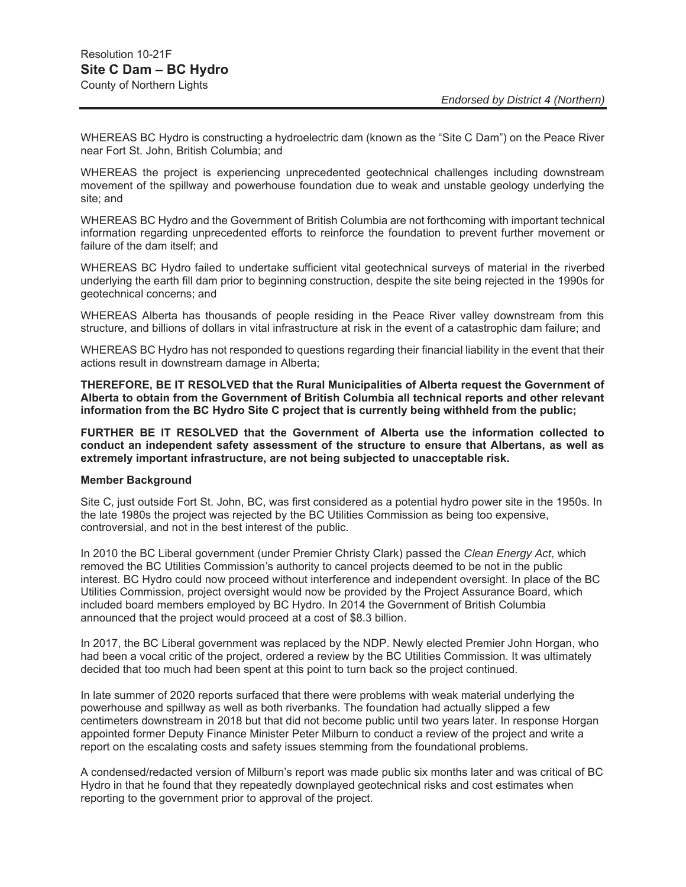Resolution 10-21F

## Site C Dam – BC Hydro

County of Northern Lights

*Endorsed by District 4 (Northern)*

---

WHEREAS BC Hydro is constructing a hydroelectric dam (known as the "Site C Dam") on the Peace River near Fort St. John, British Columbia; and

WHEREAS the project is experiencing unprecedented geotechnical challenges including downstream movement of the spillway and powerhouse foundation due to weak and unstable geology underlying the site; and

WHEREAS BC Hydro and the Government of British Columbia are not forthcoming with important technical information regarding unprecedented efforts to reinforce the foundation to prevent further movement or failure of the dam itself; and

WHEREAS BC Hydro failed to undertake sufficient vital geotechnical surveys of material in the riverbed underlying the earth fill dam prior to beginning construction, despite the site being rejected in the 1990s for geotechnical concerns; and

WHEREAS Alberta has thousands of people residing in the Peace River valley downstream from this structure, and billions of dollars in vital infrastructure at risk in the event of a catastrophic dam failure; and

WHEREAS BC Hydro has not responded to questions regarding their financial liability in the event that their actions result in downstream damage in Alberta;

**THEREFORE, BE IT RESOLVED that the Rural Municipalities of Alberta request the Government of Alberta to obtain from the Government of British Columbia all technical reports and other relevant information from the BC Hydro Site C project that is currently being withheld from the public;**

**FURTHER BE IT RESOLVED that the Government of Alberta use the information collected to conduct an independent safety assessment of the structure to ensure that Albertans, as well as extremely important infrastructure, are not being subjected to unacceptable risk.**

**Member Background**

Site C, just outside Fort St. John, BC, was first considered as a potential hydro power site in the 1950s. In the late 1980s the project was rejected by the BC Utilities Commission as being too expensive, controversial, and not in the best interest of the public.

In 2010 the BC Liberal government (under Premier Christy Clark) passed the *Clean Energy Act*, which removed the BC Utilities Commission's authority to cancel projects deemed to be not in the public interest. BC Hydro could now proceed without interference and independent oversight. In place of the BC Utilities Commission, project oversight would now be provided by the Project Assurance Board, which included board members employed by BC Hydro. In 2014 the Government of British Columbia announced that the project would proceed at a cost of $8.3 billion.

In 2017, the BC Liberal government was replaced by the NDP. Newly elected Premier John Horgan, who had been a vocal critic of the project, ordered a review by the BC Utilities Commission. It was ultimately decided that too much had been spent at this point to turn back so the project continued.

In late summer of 2020 reports surfaced that there were problems with weak material underlying the powerhouse and spillway as well as both riverbanks. The foundation had actually slipped a few centimeters downstream in 2018 but that did not become public until two years later. In response Horgan appointed former Deputy Finance Minister Peter Milburn to conduct a review of the project and write a report on the escalating costs and safety issues stemming from the foundational problems.

A condensed/redacted version of Milburn's report was made public six months later and was critical of BC Hydro in that he found that they repeatedly downplayed geotechnical risks and cost estimates when reporting to the government prior to approval of the project.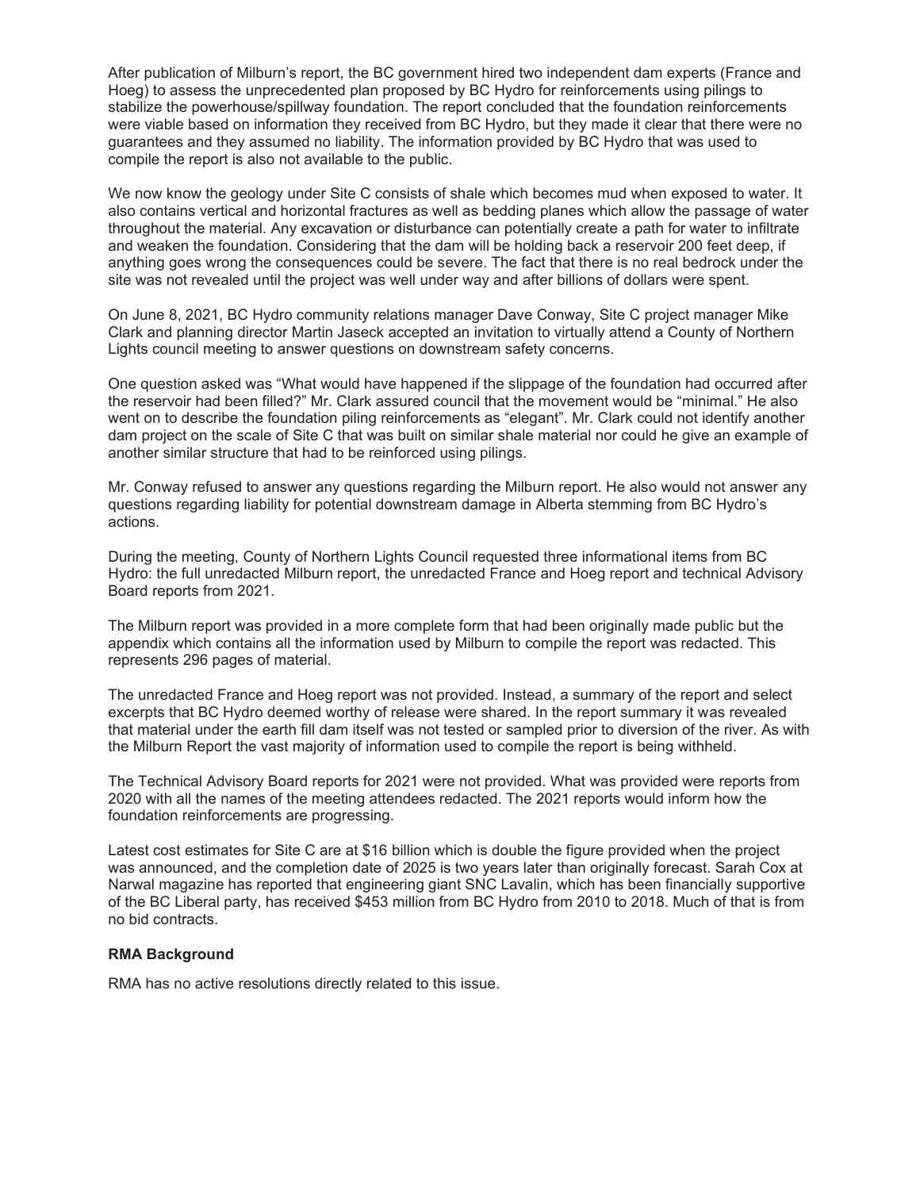After publication of Milburn's report, the BC government hired two independent dam experts (France and Hoeg) to assess the unprecedented plan proposed by BC Hydro for reinforcements using pilings to stabilize the powerhouse/spillway foundation. The report concluded that the foundation reinforcements were viable based on information they received from BC Hydro, but they made it clear that there were no guarantees and they assumed no liability. The information provided by BC Hydro that was used to compile the report is also not available to the public.

We now know the geology under Site C consists of shale which becomes mud when exposed to water. It also contains vertical and horizontal fractures as well as bedding planes which allow the passage of water throughout the material. Any excavation or disturbance can potentially create a path for water to infiltrate and weaken the foundation. Considering that the dam will be holding back a reservoir 200 feet deep, if anything goes wrong the consequences could be severe. The fact that there is no real bedrock under the site was not revealed until the project was well under way and after billions of dollars were spent.

On June 8, 2021, BC Hydro community relations manager Dave Conway, Site C project manager Mike Clark and planning director Martin Jaseck accepted an invitation to virtually attend a County of Northern Lights council meeting to answer questions on downstream safety concerns.

One question asked was "What would have happened if the slippage of the foundation had occurred after the reservoir had been filled?" Mr. Clark assured council that the movement would be "minimal." He also went on to describe the foundation piling reinforcements as "elegant". Mr. Clark could not identify another dam project on the scale of Site C that was built on similar shale material nor could he give an example of another similar structure that had to be reinforced using pilings.

Mr. Conway refused to answer any questions regarding the Milburn report. He also would not answer any questions regarding liability for potential downstream damage in Alberta stemming from BC Hydro's actions.

During the meeting, County of Northern Lights Council requested three informational items from BC Hydro: the full unredacted Milburn report, the unredacted France and Hoeg report and technical Advisory Board reports from 2021.

The Milburn report was provided in a more complete form that had been originally made public but the appendix which contains all the information used by Milburn to compile the report was redacted. This represents 296 pages of material.

The unredacted France and Hoeg report was not provided. Instead, a summary of the report and select excerpts that BC Hydro deemed worthy of release were shared. In the report summary it was revealed that material under the earth fill dam itself was not tested or sampled prior to diversion of the river. As with the Milburn Report the vast majority of information used to compile the report is being withheld.

The Technical Advisory Board reports for 2021 were not provided. What was provided were reports from 2020 with all the names of the meeting attendees redacted. The 2021 reports would inform how the foundation reinforcements are progressing.

Latest cost estimates for Site C are at $16 billion which is double the figure provided when the project was announced, and the completion date of 2025 is two years later than originally forecast. Sarah Cox at Narwal magazine has reported that engineering giant SNC Lavalin, which has been financially supportive of the BC Liberal party, has received $453 million from BC Hydro from 2010 to 2018. Much of that is from no bid contracts.

**RMA Background**

RMA has no active resolutions directly related to this issue.